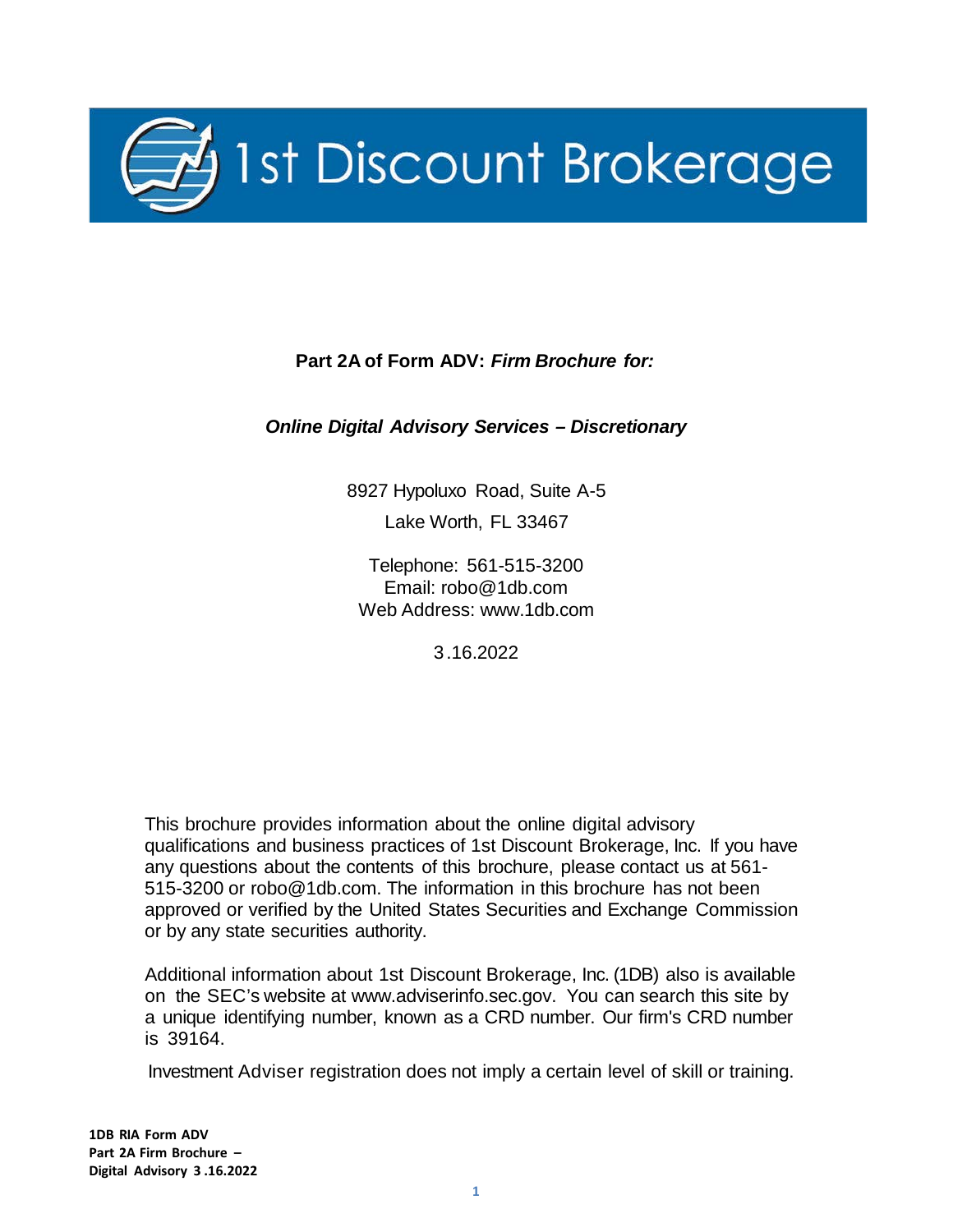# 1st Discount Brokerage

**Part 2A of Form ADV:** ***Firm Brochure for:***

***Online Digital Advisory Services – Discretionary***

8927 Hypoluxo Road, Suite A-5

Lake Worth, FL 33467

Telephone: 561-515-3200
Email: robo@1db.com
Web Address: www.1db.com

3.16.2022

This brochure provides information about the online digital advisory qualifications and business practices of 1st Discount Brokerage, Inc. If you have any questions about the contents of this brochure, please contact us at 561-515-3200 or robo@1db.com. The information in this brochure has not been approved or verified by the United States Securities and Exchange Commission or by any state securities authority.

Additional information about 1st Discount Brokerage, Inc. (1DB) also is available on the SEC's website at www.adviserinfo.sec.gov. You can search this site by a unique identifying number, known as a CRD number. Our firm's CRD number is 39164.

Investment Adviser registration does not imply a certain level of skill or training.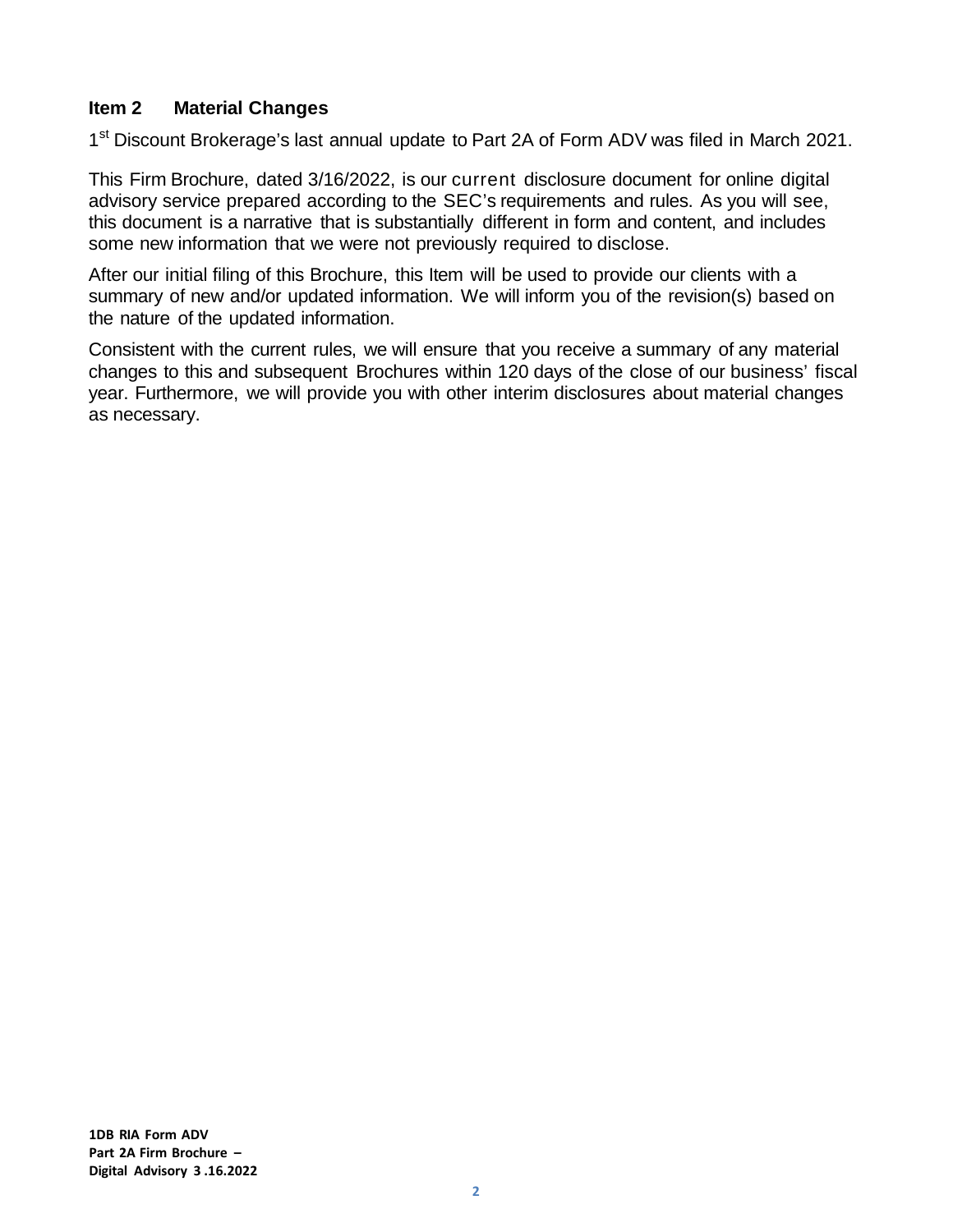## Item 2 Material Changes

1st Discount Brokerage's last annual update to Part 2A of Form ADV was filed in March 2021.

This Firm Brochure, dated 3/16/2022, is our current disclosure document for online digital advisory service prepared according to the SEC's requirements and rules. As you will see, this document is a narrative that is substantially different in form and content, and includes some new information that we were not previously required to disclose.

After our initial filing of this Brochure, this Item will be used to provide our clients with a summary of new and/or updated information. We will inform you of the revision(s) based on the nature of the updated information.

Consistent with the current rules, we will ensure that you receive a summary of any material changes to this and subsequent Brochures within 120 days of the close of our business' fiscal year. Furthermore, we will provide you with other interim disclosures about material changes as necessary.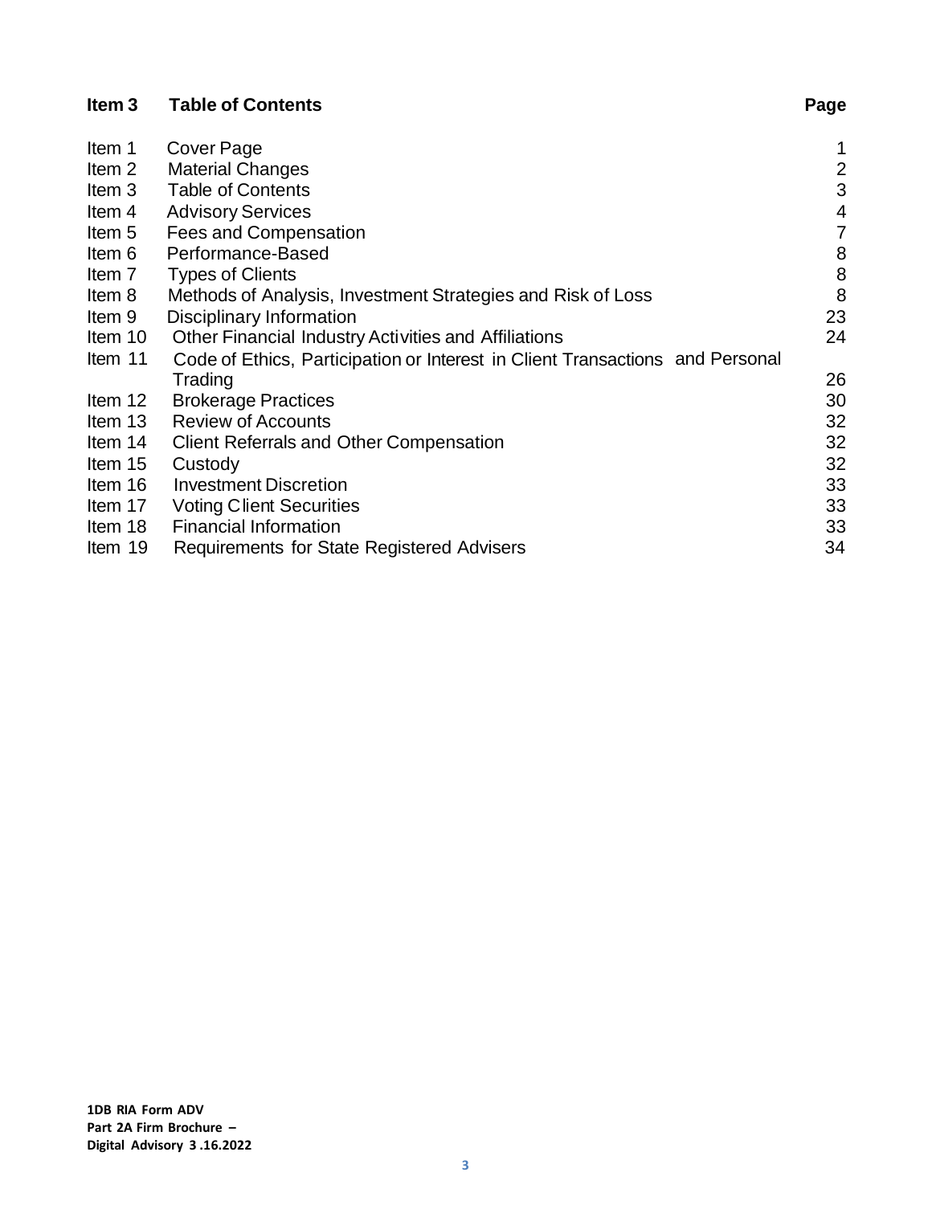## Item 3 Table of Contents

| Item | Title | Page |
|---|---|---|
| Item 1 | Cover Page | 1 |
| Item 2 | Material Changes | 2 |
| Item 3 | Table of Contents | 3 |
| Item 4 | Advisory Services | 4 |
| Item 5 | Fees and Compensation | 7 |
| Item 6 | Performance-Based | 8 |
| Item 7 | Types of Clients | 8 |
| Item 8 | Methods of Analysis, Investment Strategies and Risk of Loss | 8 |
| Item 9 | Disciplinary Information | 23 |
| Item 10 | Other Financial Industry Activities and Affiliations | 24 |
| Item 11 | Code of Ethics, Participation or Interest in Client Transactions and Personal Trading | 26 |
| Item 12 | Brokerage Practices | 30 |
| Item 13 | Review of Accounts | 32 |
| Item 14 | Client Referrals and Other Compensation | 32 |
| Item 15 | Custody | 32 |
| Item 16 | Investment Discretion | 33 |
| Item 17 | Voting Client Securities | 33 |
| Item 18 | Financial Information | 33 |
| Item 19 | Requirements for State Registered Advisers | 34 |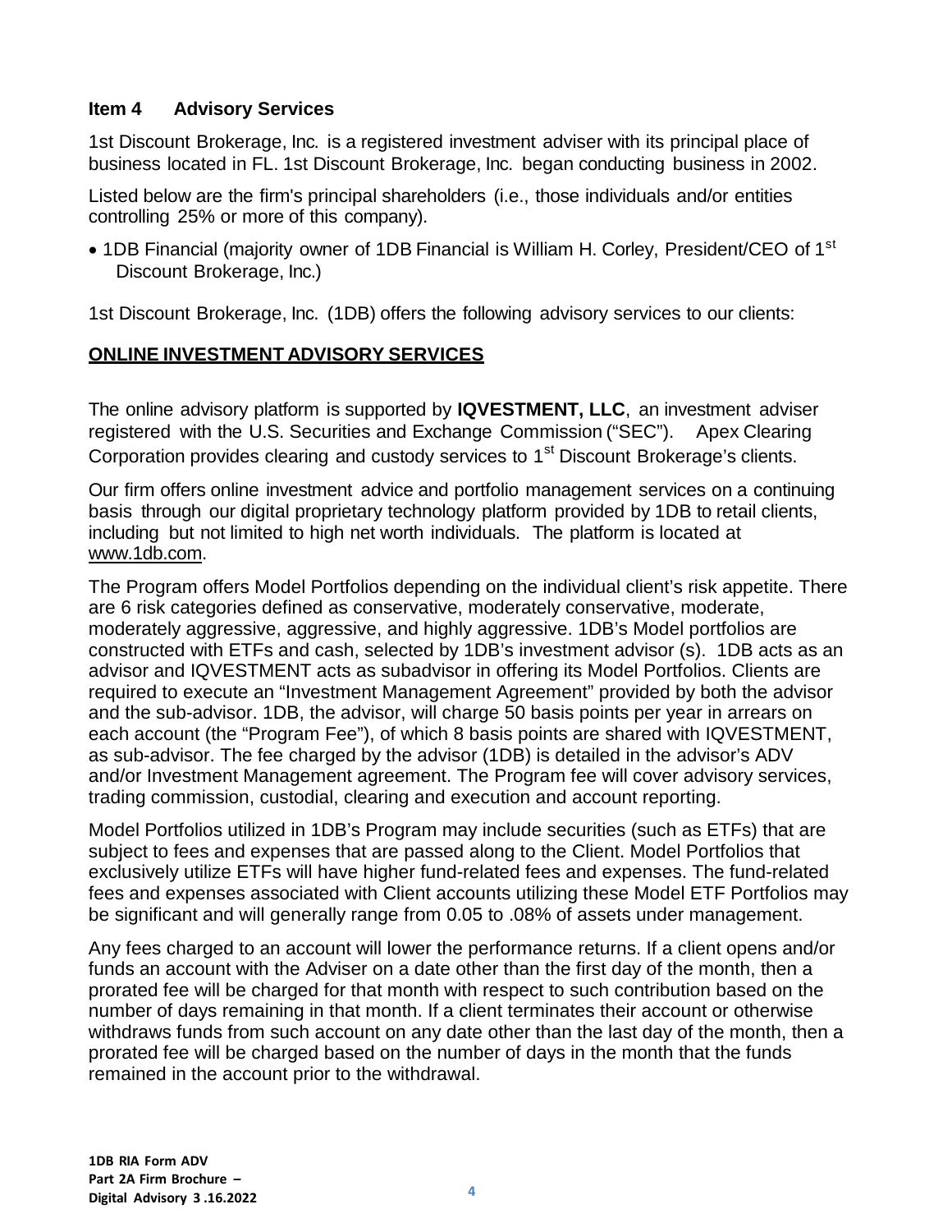## Item 4 Advisory Services

1st Discount Brokerage, Inc. is a registered investment adviser with its principal place of business located in FL. 1st Discount Brokerage, Inc. began conducting business in 2002.

Listed below are the firm's principal shareholders (i.e., those individuals and/or entities controlling 25% or more of this company).

- 1DB Financial (majority owner of 1DB Financial is William H. Corley, President/CEO of 1st Discount Brokerage, Inc.)

1st Discount Brokerage, Inc. (1DB) offers the following advisory services to our clients:

### ONLINE INVESTMENT ADVISORY SERVICES

The online advisory platform is supported by **IQVESTMENT, LLC**, an investment adviser registered with the U.S. Securities and Exchange Commission ("SEC"). Apex Clearing Corporation provides clearing and custody services to 1st Discount Brokerage's clients.

Our firm offers online investment advice and portfolio management services on a continuing basis through our digital proprietary technology platform provided by 1DB to retail clients, including but not limited to high net worth individuals. The platform is located at www.1db.com.

The Program offers Model Portfolios depending on the individual client's risk appetite. There are 6 risk categories defined as conservative, moderately conservative, moderate, moderately aggressive, aggressive, and highly aggressive. 1DB's Model portfolios are constructed with ETFs and cash, selected by 1DB's investment advisor (s). 1DB acts as an advisor and IQVESTMENT acts as subadvisor in offering its Model Portfolios. Clients are required to execute an "Investment Management Agreement" provided by both the advisor and the sub-advisor. 1DB, the advisor, will charge 50 basis points per year in arrears on each account (the "Program Fee"), of which 8 basis points are shared with IQVESTMENT, as sub-advisor. The fee charged by the advisor (1DB) is detailed in the advisor's ADV and/or Investment Management agreement. The Program fee will cover advisory services, trading commission, custodial, clearing and execution and account reporting.

Model Portfolios utilized in 1DB's Program may include securities (such as ETFs) that are subject to fees and expenses that are passed along to the Client. Model Portfolios that exclusively utilize ETFs will have higher fund-related fees and expenses. The fund-related fees and expenses associated with Client accounts utilizing these Model ETF Portfolios may be significant and will generally range from 0.05 to .08% of assets under management.

Any fees charged to an account will lower the performance returns. If a client opens and/or funds an account with the Adviser on a date other than the first day of the month, then a prorated fee will be charged for that month with respect to such contribution based on the number of days remaining in that month. If a client terminates their account or otherwise withdraws funds from such account on any date other than the last day of the month, then a prorated fee will be charged based on the number of days in the month that the funds remained in the account prior to the withdrawal.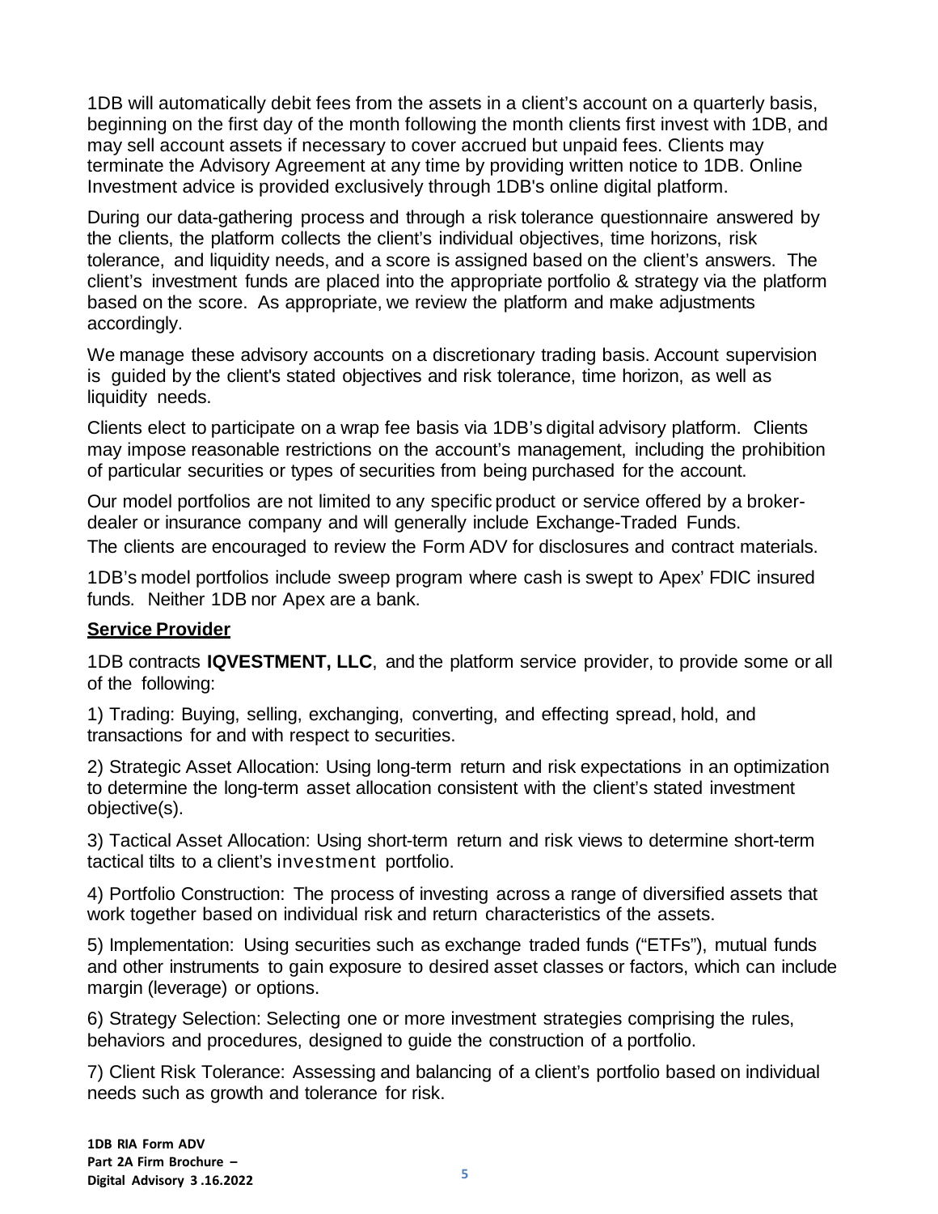1DB will automatically debit fees from the assets in a client's account on a quarterly basis, beginning on the first day of the month following the month clients first invest with 1DB, and may sell account assets if necessary to cover accrued but unpaid fees. Clients may terminate the Advisory Agreement at any time by providing written notice to 1DB. Online Investment advice is provided exclusively through 1DB's online digital platform.

During our data-gathering process and through a risk tolerance questionnaire answered by the clients, the platform collects the client's individual objectives, time horizons, risk tolerance, and liquidity needs, and a score is assigned based on the client's answers. The client's investment funds are placed into the appropriate portfolio & strategy via the platform based on the score. As appropriate, we review the platform and make adjustments accordingly.

We manage these advisory accounts on a discretionary trading basis. Account supervision is guided by the client's stated objectives and risk tolerance, time horizon, as well as liquidity needs.

Clients elect to participate on a wrap fee basis via 1DB's digital advisory platform. Clients may impose reasonable restrictions on the account's management, including the prohibition of particular securities or types of securities from being purchased for the account.

Our model portfolios are not limited to any specific product or service offered by a broker-dealer or insurance company and will generally include Exchange-Traded Funds.
The clients are encouraged to review the Form ADV for disclosures and contract materials.

1DB's model portfolios include sweep program where cash is swept to Apex' FDIC insured funds. Neither 1DB nor Apex are a bank.

## Service Provider

1DB contracts **IQVESTMENT, LLC**, and the platform service provider, to provide some or all of the following:

1) Trading: Buying, selling, exchanging, converting, and effecting spread, hold, and transactions for and with respect to securities.

2) Strategic Asset Allocation: Using long-term return and risk expectations in an optimization to determine the long-term asset allocation consistent with the client's stated investment objective(s).

3) Tactical Asset Allocation: Using short-term return and risk views to determine short-term tactical tilts to a client's investment portfolio.

4) Portfolio Construction: The process of investing across a range of diversified assets that work together based on individual risk and return characteristics of the assets.

5) Implementation: Using securities such as exchange traded funds ("ETFs"), mutual funds and other instruments to gain exposure to desired asset classes or factors, which can include margin (leverage) or options.

6) Strategy Selection: Selecting one or more investment strategies comprising the rules, behaviors and procedures, designed to guide the construction of a portfolio.

7) Client Risk Tolerance: Assessing and balancing of a client's portfolio based on individual needs such as growth and tolerance for risk.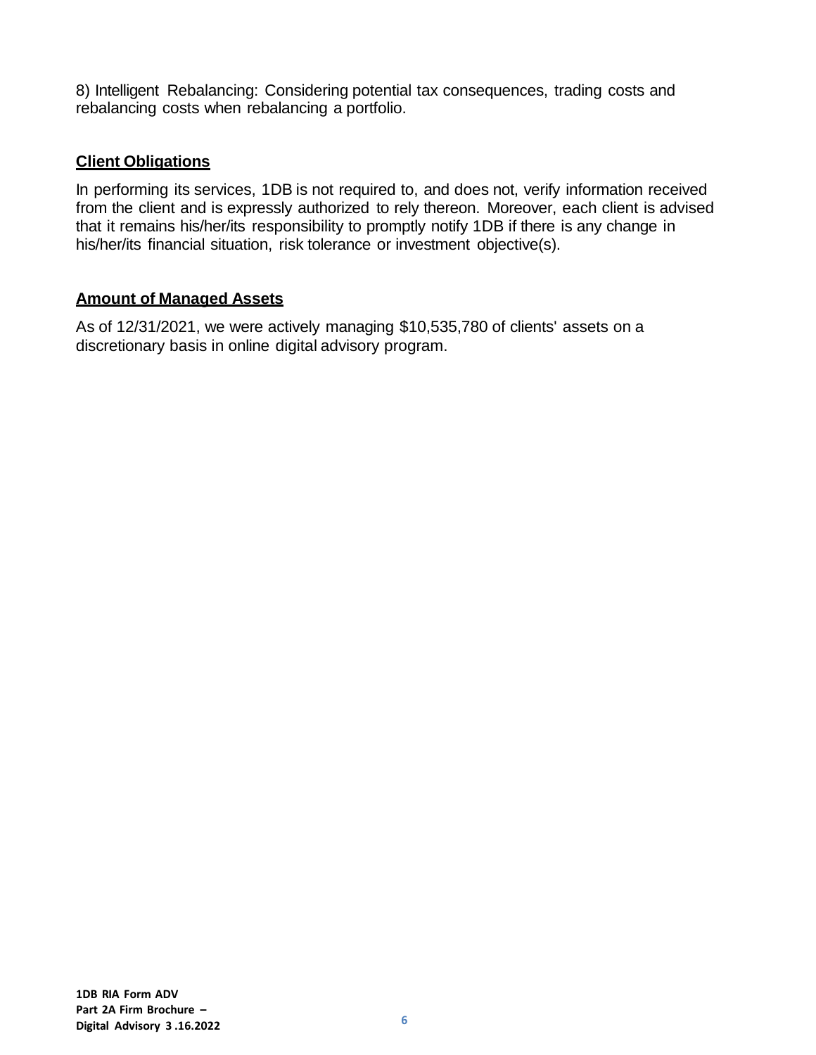8) Intelligent Rebalancing: Considering potential tax consequences, trading costs and rebalancing costs when rebalancing a portfolio.

### Client Obligations

In performing its services, 1DB is not required to, and does not, verify information received from the client and is expressly authorized to rely thereon. Moreover, each client is advised that it remains his/her/its responsibility to promptly notify 1DB if there is any change in his/her/its financial situation, risk tolerance or investment objective(s).

### Amount of Managed Assets

As of 12/31/2021, we were actively managing $10,535,780 of clients' assets on a discretionary basis in online digital advisory program.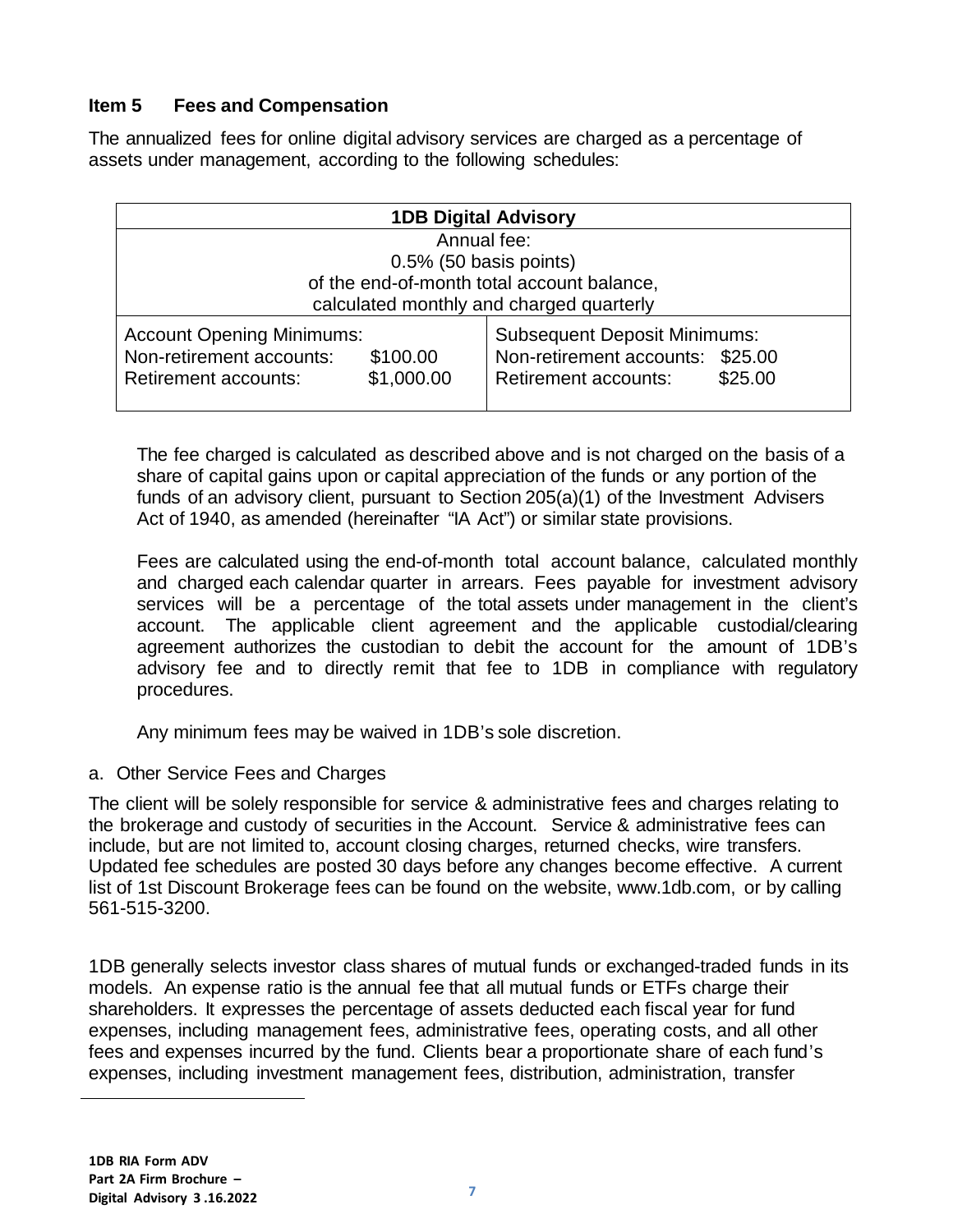## Item 5 Fees and Compensation

The annualized fees for online digital advisory services are charged as a percentage of assets under management, according to the following schedules:

| **1DB Digital Advisory** | |
|---|---|
| Annual fee:<br>0.5% (50 basis points)<br>of the end-of-month total account balance,<br>calculated monthly and charged quarterly | |
| Account Opening Minimums:<br>Non-retirement accounts: $100.00<br>Retirement accounts: $1,000.00 | Subsequent Deposit Minimums:<br>Non-retirement accounts: $25.00<br>Retirement accounts: $25.00 |

The fee charged is calculated as described above and is not charged on the basis of a share of capital gains upon or capital appreciation of the funds or any portion of the funds of an advisory client, pursuant to Section 205(a)(1) of the Investment Advisers Act of 1940, as amended (hereinafter "IA Act") or similar state provisions.

Fees are calculated using the end-of-month total account balance, calculated monthly and charged each calendar quarter in arrears. Fees payable for investment advisory services will be a percentage of the total assets under management in the client's account. The applicable client agreement and the applicable custodial/clearing agreement authorizes the custodian to debit the account for the amount of 1DB's advisory fee and to directly remit that fee to 1DB in compliance with regulatory procedures.

Any minimum fees may be waived in 1DB's sole discretion.

a. Other Service Fees and Charges

The client will be solely responsible for service & administrative fees and charges relating to the brokerage and custody of securities in the Account. Service & administrative fees can include, but are not limited to, account closing charges, returned checks, wire transfers. Updated fee schedules are posted 30 days before any changes become effective. A current list of 1st Discount Brokerage fees can be found on the website, www.1db.com, or by calling 561-515-3200.

1DB generally selects investor class shares of mutual funds or exchanged-traded funds in its models. An expense ratio is the annual fee that all mutual funds or ETFs charge their shareholders. It expresses the percentage of assets deducted each fiscal year for fund expenses, including management fees, administrative fees, operating costs, and all other fees and expenses incurred by the fund. Clients bear a proportionate share of each fund's expenses, including investment management fees, distribution, administration, transfer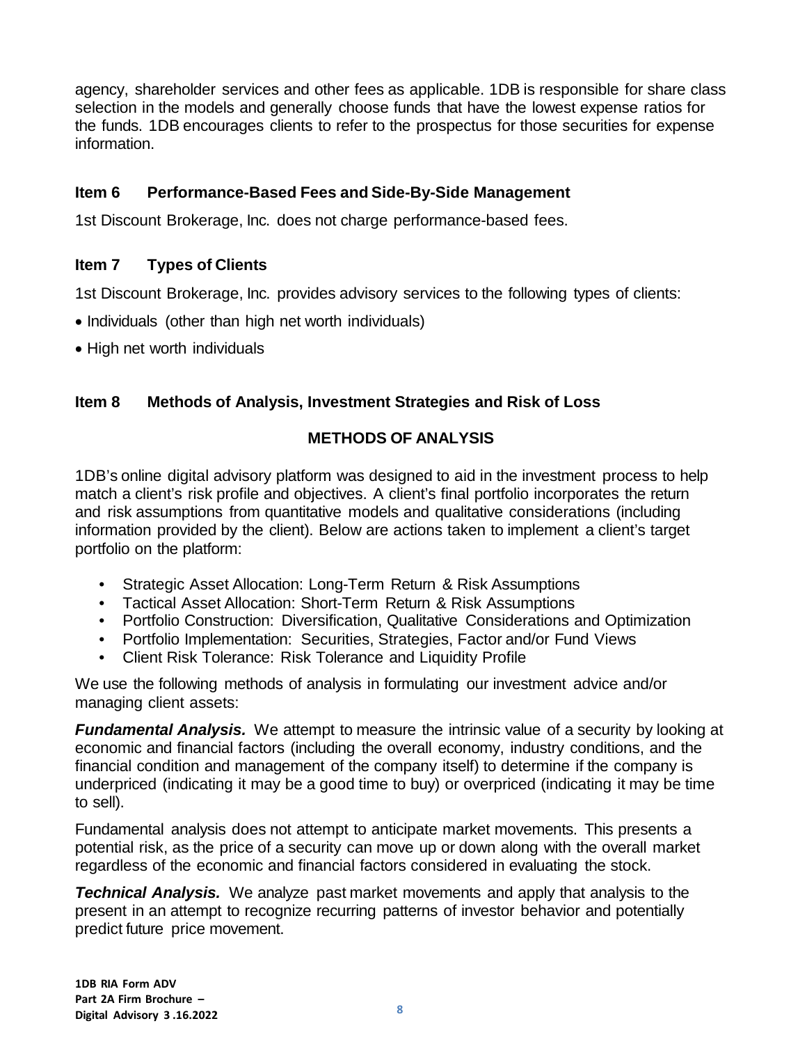agency, shareholder services and other fees as applicable. 1DB is responsible for share class selection in the models and generally choose funds that have the lowest expense ratios for the funds. 1DB encourages clients to refer to the prospectus for those securities for expense information.

## Item 6 Performance-Based Fees and Side-By-Side Management

1st Discount Brokerage, Inc. does not charge performance-based fees.

## Item 7 Types of Clients

1st Discount Brokerage, Inc. provides advisory services to the following types of clients:

- Individuals (other than high net worth individuals)
- High net worth individuals

## Item 8 Methods of Analysis, Investment Strategies and Risk of Loss

### METHODS OF ANALYSIS

1DB's online digital advisory platform was designed to aid in the investment process to help match a client's risk profile and objectives. A client's final portfolio incorporates the return and risk assumptions from quantitative models and qualitative considerations (including information provided by the client). Below are actions taken to implement a client's target portfolio on the platform:

- Strategic Asset Allocation: Long-Term Return & Risk Assumptions
- Tactical Asset Allocation: Short-Term Return & Risk Assumptions
- Portfolio Construction: Diversification, Qualitative Considerations and Optimization
- Portfolio Implementation: Securities, Strategies, Factor and/or Fund Views
- Client Risk Tolerance: Risk Tolerance and Liquidity Profile

We use the following methods of analysis in formulating our investment advice and/or managing client assets:

***Fundamental Analysis.*** We attempt to measure the intrinsic value of a security by looking at economic and financial factors (including the overall economy, industry conditions, and the financial condition and management of the company itself) to determine if the company is underpriced (indicating it may be a good time to buy) or overpriced (indicating it may be time to sell).

Fundamental analysis does not attempt to anticipate market movements. This presents a potential risk, as the price of a security can move up or down along with the overall market regardless of the economic and financial factors considered in evaluating the stock.

***Technical Analysis.*** We analyze past market movements and apply that analysis to the present in an attempt to recognize recurring patterns of investor behavior and potentially predict future price movement.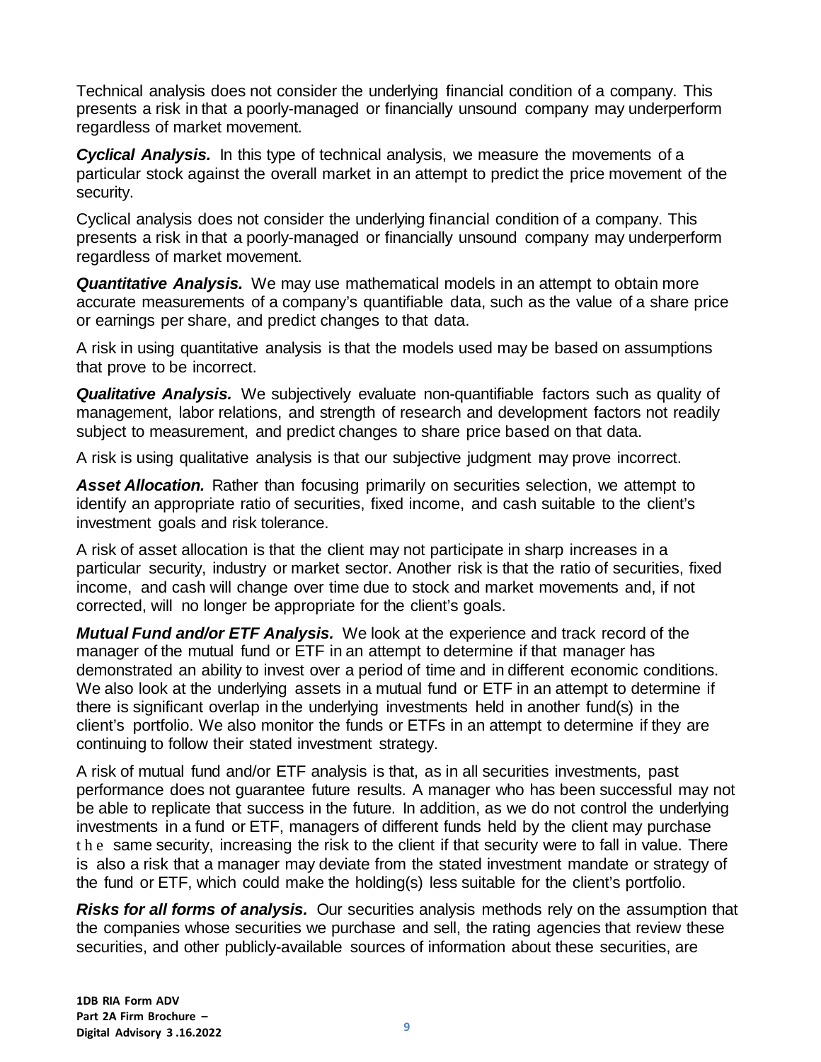Technical analysis does not consider the underlying financial condition of a company. This presents a risk in that a poorly-managed or financially unsound company may underperform regardless of market movement.

***Cyclical Analysis.*** In this type of technical analysis, we measure the movements of a particular stock against the overall market in an attempt to predict the price movement of the security.

Cyclical analysis does not consider the underlying financial condition of a company. This presents a risk in that a poorly-managed or financially unsound company may underperform regardless of market movement.

***Quantitative Analysis.*** We may use mathematical models in an attempt to obtain more accurate measurements of a company's quantifiable data, such as the value of a share price or earnings per share, and predict changes to that data.

A risk in using quantitative analysis is that the models used may be based on assumptions that prove to be incorrect.

***Qualitative Analysis.*** We subjectively evaluate non-quantifiable factors such as quality of management, labor relations, and strength of research and development factors not readily subject to measurement, and predict changes to share price based on that data.

A risk is using qualitative analysis is that our subjective judgment may prove incorrect.

***Asset Allocation.*** Rather than focusing primarily on securities selection, we attempt to identify an appropriate ratio of securities, fixed income, and cash suitable to the client's investment goals and risk tolerance.

A risk of asset allocation is that the client may not participate in sharp increases in a particular security, industry or market sector. Another risk is that the ratio of securities, fixed income, and cash will change over time due to stock and market movements and, if not corrected, will no longer be appropriate for the client's goals.

***Mutual Fund and/or ETF Analysis.*** We look at the experience and track record of the manager of the mutual fund or ETF in an attempt to determine if that manager has demonstrated an ability to invest over a period of time and in different economic conditions. We also look at the underlying assets in a mutual fund or ETF in an attempt to determine if there is significant overlap in the underlying investments held in another fund(s) in the client's portfolio. We also monitor the funds or ETFs in an attempt to determine if they are continuing to follow their stated investment strategy.

A risk of mutual fund and/or ETF analysis is that, as in all securities investments, past performance does not guarantee future results. A manager who has been successful may not be able to replicate that success in the future. In addition, as we do not control the underlying investments in a fund or ETF, managers of different funds held by the client may purchase the same security, increasing the risk to the client if that security were to fall in value. There is also a risk that a manager may deviate from the stated investment mandate or strategy of the fund or ETF, which could make the holding(s) less suitable for the client's portfolio.

***Risks for all forms of analysis.*** Our securities analysis methods rely on the assumption that the companies whose securities we purchase and sell, the rating agencies that review these securities, and other publicly-available sources of information about these securities, are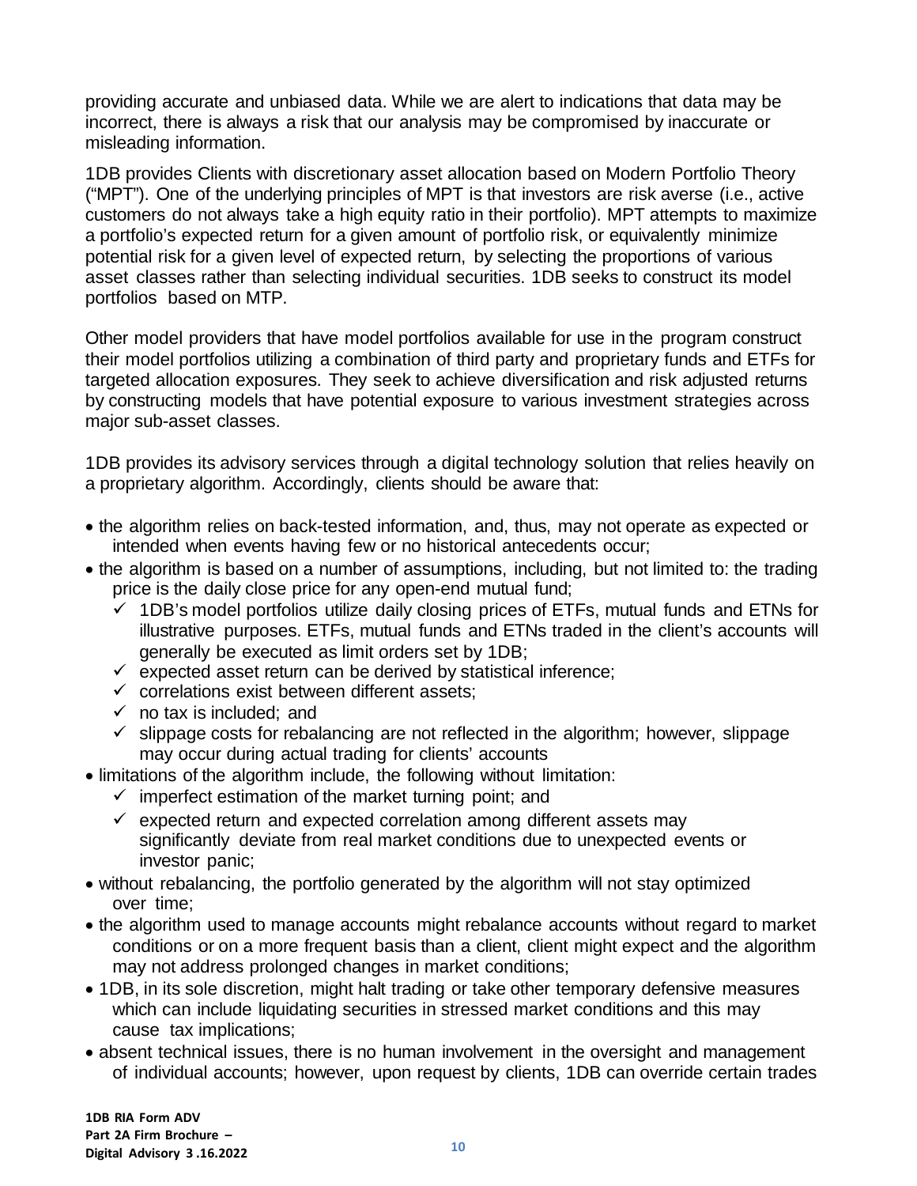providing accurate and unbiased data. While we are alert to indications that data may be incorrect, there is always a risk that our analysis may be compromised by inaccurate or misleading information.

1DB provides Clients with discretionary asset allocation based on Modern Portfolio Theory ("MPT"). One of the underlying principles of MPT is that investors are risk averse (i.e., active customers do not always take a high equity ratio in their portfolio). MPT attempts to maximize a portfolio's expected return for a given amount of portfolio risk, or equivalently minimize potential risk for a given level of expected return, by selecting the proportions of various asset classes rather than selecting individual securities. 1DB seeks to construct its model portfolios based on MTP.

Other model providers that have model portfolios available for use in the program construct their model portfolios utilizing a combination of third party and proprietary funds and ETFs for targeted allocation exposures. They seek to achieve diversification and risk adjusted returns by constructing models that have potential exposure to various investment strategies across major sub-asset classes.

1DB provides its advisory services through a digital technology solution that relies heavily on a proprietary algorithm. Accordingly, clients should be aware that:

- the algorithm relies on back-tested information, and, thus, may not operate as expected or intended when events having few or no historical antecedents occur;
- the algorithm is based on a number of assumptions, including, but not limited to: the trading price is the daily close price for any open-end mutual fund;
  - ✓ 1DB's model portfolios utilize daily closing prices of ETFs, mutual funds and ETNs for illustrative purposes. ETFs, mutual funds and ETNs traded in the client's accounts will generally be executed as limit orders set by 1DB;
  - ✓ expected asset return can be derived by statistical inference;
  - ✓ correlations exist between different assets;
  - ✓ no tax is included; and
  - ✓ slippage costs for rebalancing are not reflected in the algorithm; however, slippage may occur during actual trading for clients' accounts
- limitations of the algorithm include, the following without limitation:
  - ✓ imperfect estimation of the market turning point; and
  - ✓ expected return and expected correlation among different assets may significantly deviate from real market conditions due to unexpected events or investor panic;
- without rebalancing, the portfolio generated by the algorithm will not stay optimized over time;
- the algorithm used to manage accounts might rebalance accounts without regard to market conditions or on a more frequent basis than a client, client might expect and the algorithm may not address prolonged changes in market conditions;
- 1DB, in its sole discretion, might halt trading or take other temporary defensive measures which can include liquidating securities in stressed market conditions and this may cause tax implications;
- absent technical issues, there is no human involvement in the oversight and management of individual accounts; however, upon request by clients, 1DB can override certain trades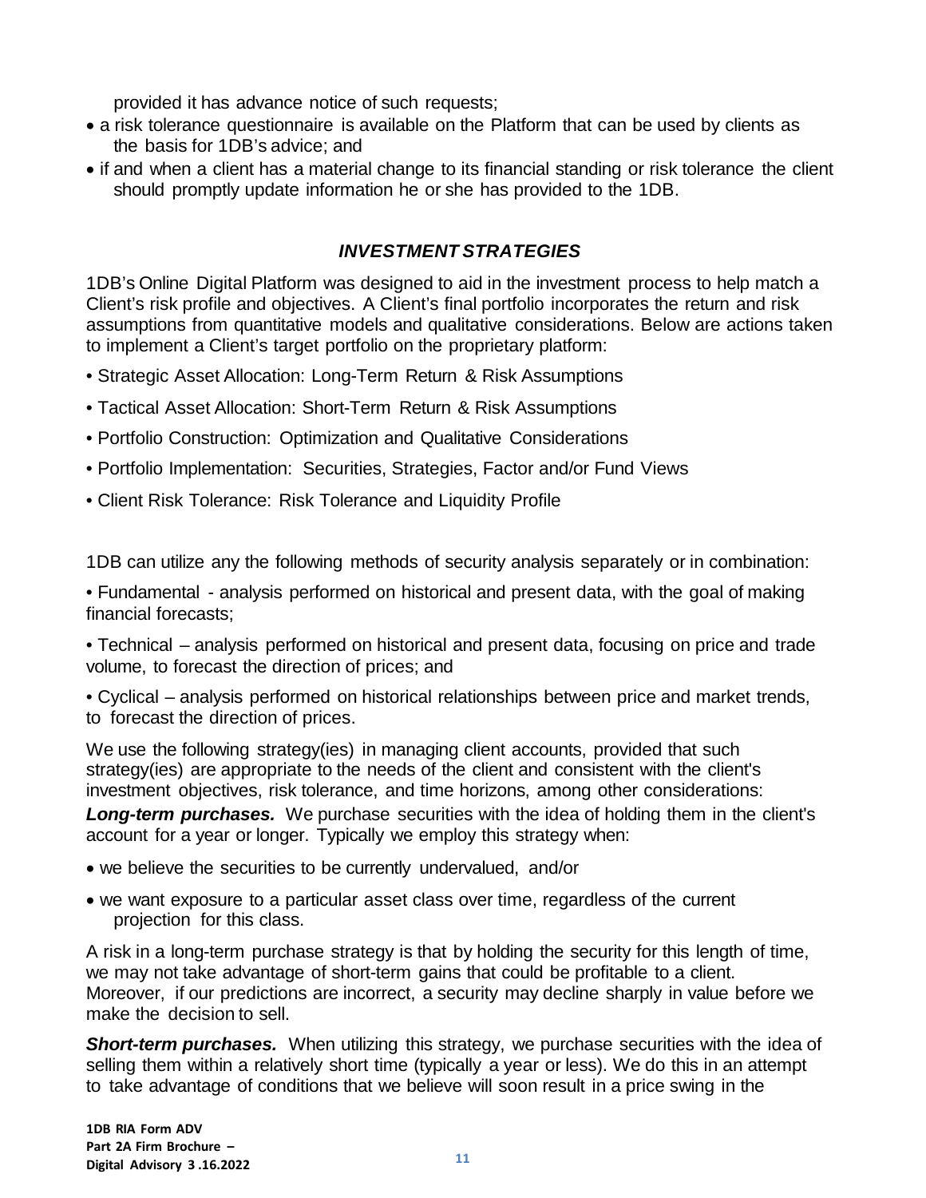provided it has advance notice of such requests;

- a risk tolerance questionnaire is available on the Platform that can be used by clients as the basis for 1DB's advice; and
- if and when a client has a material change to its financial standing or risk tolerance the client should promptly update information he or she has provided to the 1DB.

### *INVESTMENT STRATEGIES*

1DB's Online Digital Platform was designed to aid in the investment process to help match a Client's risk profile and objectives. A Client's final portfolio incorporates the return and risk assumptions from quantitative models and qualitative considerations. Below are actions taken to implement a Client's target portfolio on the proprietary platform:

- Strategic Asset Allocation: Long-Term Return & Risk Assumptions
- Tactical Asset Allocation: Short-Term Return & Risk Assumptions
- Portfolio Construction: Optimization and Qualitative Considerations
- Portfolio Implementation: Securities, Strategies, Factor and/or Fund Views
- Client Risk Tolerance: Risk Tolerance and Liquidity Profile

1DB can utilize any the following methods of security analysis separately or in combination:

- Fundamental - analysis performed on historical and present data, with the goal of making financial forecasts;
- Technical – analysis performed on historical and present data, focusing on price and trade volume, to forecast the direction of prices; and
- Cyclical – analysis performed on historical relationships between price and market trends, to forecast the direction of prices.

We use the following strategy(ies) in managing client accounts, provided that such strategy(ies) are appropriate to the needs of the client and consistent with the client's investment objectives, risk tolerance, and time horizons, among other considerations:

***Long-term purchases.*** We purchase securities with the idea of holding them in the client's account for a year or longer. Typically we employ this strategy when:

- we believe the securities to be currently undervalued, and/or
- we want exposure to a particular asset class over time, regardless of the current projection for this class.

A risk in a long-term purchase strategy is that by holding the security for this length of time, we may not take advantage of short-term gains that could be profitable to a client. Moreover, if our predictions are incorrect, a security may decline sharply in value before we make the decision to sell.

***Short-term purchases.*** When utilizing this strategy, we purchase securities with the idea of selling them within a relatively short time (typically a year or less). We do this in an attempt to take advantage of conditions that we believe will soon result in a price swing in the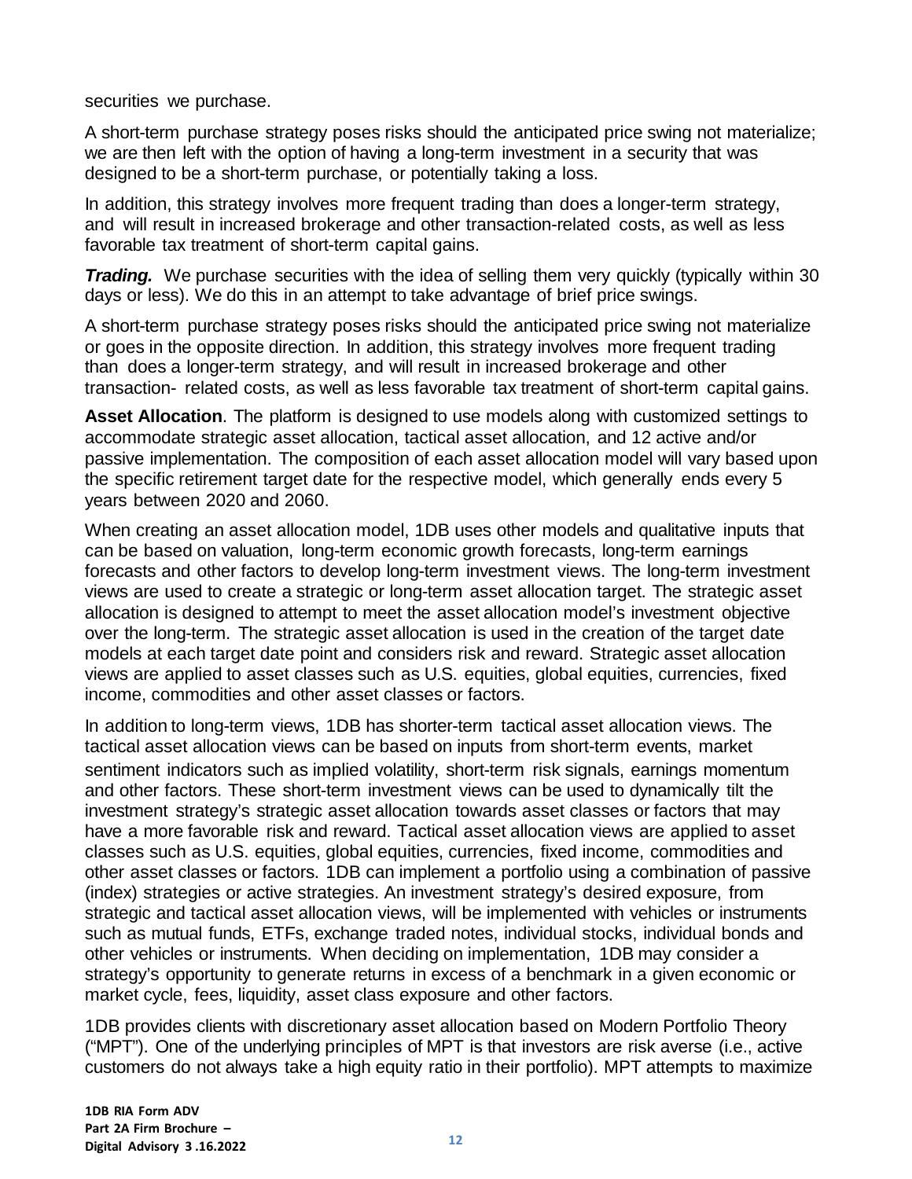securities we purchase.

A short-term purchase strategy poses risks should the anticipated price swing not materialize; we are then left with the option of having a long-term investment in a security that was designed to be a short-term purchase, or potentially taking a loss.

In addition, this strategy involves more frequent trading than does a longer-term strategy, and will result in increased brokerage and other transaction-related costs, as well as less favorable tax treatment of short-term capital gains.

***Trading.*** We purchase securities with the idea of selling them very quickly (typically within 30 days or less). We do this in an attempt to take advantage of brief price swings.

A short-term purchase strategy poses risks should the anticipated price swing not materialize or goes in the opposite direction. In addition, this strategy involves more frequent trading than does a longer-term strategy, and will result in increased brokerage and other transaction- related costs, as well as less favorable tax treatment of short-term capital gains.

**Asset Allocation**. The platform is designed to use models along with customized settings to accommodate strategic asset allocation, tactical asset allocation, and 12 active and/or passive implementation. The composition of each asset allocation model will vary based upon the specific retirement target date for the respective model, which generally ends every 5 years between 2020 and 2060.

When creating an asset allocation model, 1DB uses other models and qualitative inputs that can be based on valuation, long-term economic growth forecasts, long-term earnings forecasts and other factors to develop long-term investment views. The long-term investment views are used to create a strategic or long-term asset allocation target. The strategic asset allocation is designed to attempt to meet the asset allocation model's investment objective over the long-term. The strategic asset allocation is used in the creation of the target date models at each target date point and considers risk and reward. Strategic asset allocation views are applied to asset classes such as U.S. equities, global equities, currencies, fixed income, commodities and other asset classes or factors.

In addition to long-term views, 1DB has shorter-term tactical asset allocation views. The tactical asset allocation views can be based on inputs from short-term events, market sentiment indicators such as implied volatility, short-term risk signals, earnings momentum and other factors. These short-term investment views can be used to dynamically tilt the investment strategy's strategic asset allocation towards asset classes or factors that may have a more favorable risk and reward. Tactical asset allocation views are applied to asset classes such as U.S. equities, global equities, currencies, fixed income, commodities and other asset classes or factors. 1DB can implement a portfolio using a combination of passive (index) strategies or active strategies. An investment strategy's desired exposure, from strategic and tactical asset allocation views, will be implemented with vehicles or instruments such as mutual funds, ETFs, exchange traded notes, individual stocks, individual bonds and other vehicles or instruments. When deciding on implementation, 1DB may consider a strategy's opportunity to generate returns in excess of a benchmark in a given economic or market cycle, fees, liquidity, asset class exposure and other factors.

1DB provides clients with discretionary asset allocation based on Modern Portfolio Theory ("MPT"). One of the underlying principles of MPT is that investors are risk averse (i.e., active customers do not always take a high equity ratio in their portfolio). MPT attempts to maximize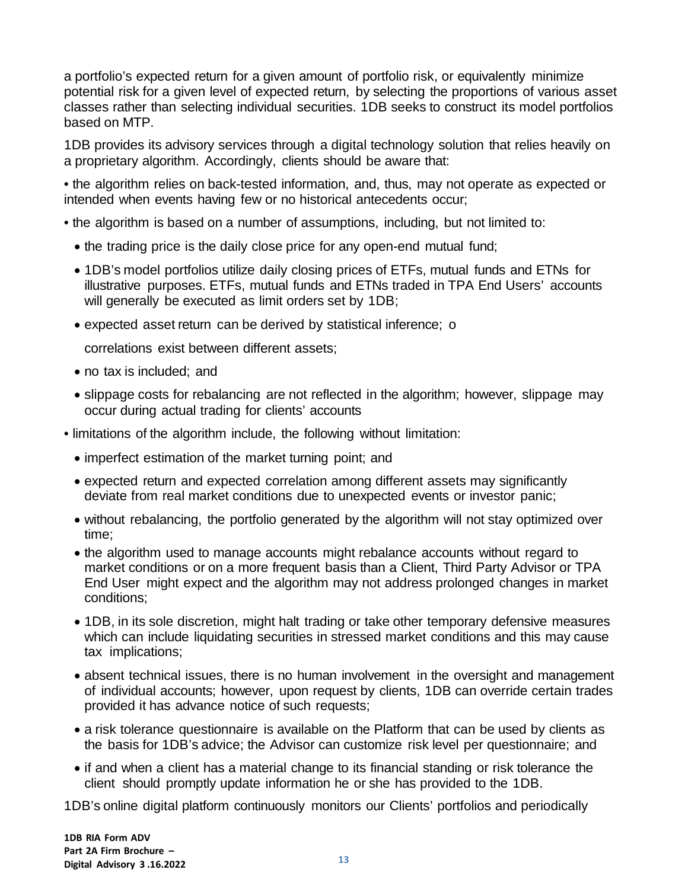a portfolio's expected return for a given amount of portfolio risk, or equivalently minimize potential risk for a given level of expected return, by selecting the proportions of various asset classes rather than selecting individual securities. 1DB seeks to construct its model portfolios based on MTP.

1DB provides its advisory services through a digital technology solution that relies heavily on a proprietary algorithm. Accordingly, clients should be aware that:

- the algorithm relies on back-tested information, and, thus, may not operate as expected or intended when events having few or no historical antecedents occur;
- the algorithm is based on a number of assumptions, including, but not limited to:
  - the trading price is the daily close price for any open-end mutual fund;
  - 1DB's model portfolios utilize daily closing prices of ETFs, mutual funds and ETNs for illustrative purposes. ETFs, mutual funds and ETNs traded in TPA End Users' accounts will generally be executed as limit orders set by 1DB;
  - expected asset return can be derived by statistical inference; o

    correlations exist between different assets;
  - no tax is included; and
  - slippage costs for rebalancing are not reflected in the algorithm; however, slippage may occur during actual trading for clients' accounts
- limitations of the algorithm include, the following without limitation:
  - imperfect estimation of the market turning point; and
  - expected return and expected correlation among different assets may significantly deviate from real market conditions due to unexpected events or investor panic;
  - without rebalancing, the portfolio generated by the algorithm will not stay optimized over time;
  - the algorithm used to manage accounts might rebalance accounts without regard to market conditions or on a more frequent basis than a Client, Third Party Advisor or TPA End User might expect and the algorithm may not address prolonged changes in market conditions;
  - 1DB, in its sole discretion, might halt trading or take other temporary defensive measures which can include liquidating securities in stressed market conditions and this may cause tax implications;
  - absent technical issues, there is no human involvement in the oversight and management of individual accounts; however, upon request by clients, 1DB can override certain trades provided it has advance notice of such requests;
  - a risk tolerance questionnaire is available on the Platform that can be used by clients as the basis for 1DB's advice; the Advisor can customize risk level per questionnaire; and
  - if and when a client has a material change to its financial standing or risk tolerance the client should promptly update information he or she has provided to the 1DB.

1DB's online digital platform continuously monitors our Clients' portfolios and periodically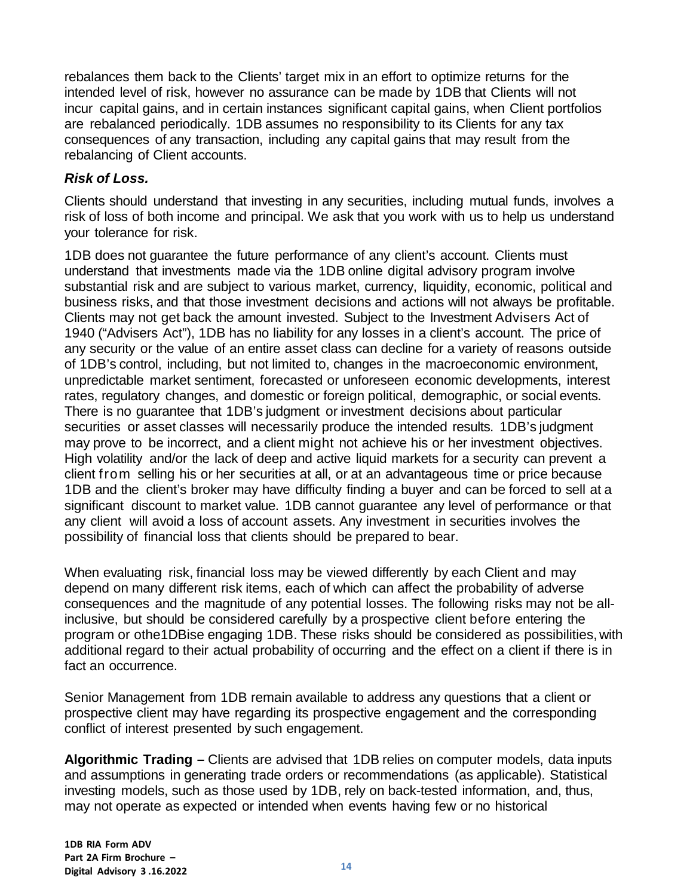rebalances them back to the Clients' target mix in an effort to optimize returns for the intended level of risk, however no assurance can be made by 1DB that Clients will not incur capital gains, and in certain instances significant capital gains, when Client portfolios are rebalanced periodically. 1DB assumes no responsibility to its Clients for any tax consequences of any transaction, including any capital gains that may result from the rebalancing of Client accounts.

***Risk of Loss.***

Clients should understand that investing in any securities, including mutual funds, involves a risk of loss of both income and principal. We ask that you work with us to help us understand your tolerance for risk.

1DB does not guarantee the future performance of any client's account. Clients must understand that investments made via the 1DB online digital advisory program involve substantial risk and are subject to various market, currency, liquidity, economic, political and business risks, and that those investment decisions and actions will not always be profitable. Clients may not get back the amount invested. Subject to the Investment Advisers Act of 1940 ("Advisers Act"), 1DB has no liability for any losses in a client's account. The price of any security or the value of an entire asset class can decline for a variety of reasons outside of 1DB's control, including, but not limited to, changes in the macroeconomic environment, unpredictable market sentiment, forecasted or unforeseen economic developments, interest rates, regulatory changes, and domestic or foreign political, demographic, or social events. There is no guarantee that 1DB's judgment or investment decisions about particular securities or asset classes will necessarily produce the intended results. 1DB's judgment may prove to be incorrect, and a client might not achieve his or her investment objectives. High volatility and/or the lack of deep and active liquid markets for a security can prevent a client from selling his or her securities at all, or at an advantageous time or price because 1DB and the client's broker may have difficulty finding a buyer and can be forced to sell at a significant discount to market value. 1DB cannot guarantee any level of performance or that any client will avoid a loss of account assets. Any investment in securities involves the possibility of financial loss that clients should be prepared to bear.

When evaluating risk, financial loss may be viewed differently by each Client and may depend on many different risk items, each of which can affect the probability of adverse consequences and the magnitude of any potential losses. The following risks may not be all-inclusive, but should be considered carefully by a prospective client before entering the program or othe1DBise engaging 1DB. These risks should be considered as possibilities, with additional regard to their actual probability of occurring and the effect on a client if there is in fact an occurrence.

Senior Management from 1DB remain available to address any questions that a client or prospective client may have regarding its prospective engagement and the corresponding conflict of interest presented by such engagement.

**Algorithmic Trading –** Clients are advised that 1DB relies on computer models, data inputs and assumptions in generating trade orders or recommendations (as applicable). Statistical investing models, such as those used by 1DB, rely on back-tested information, and, thus, may not operate as expected or intended when events having few or no historical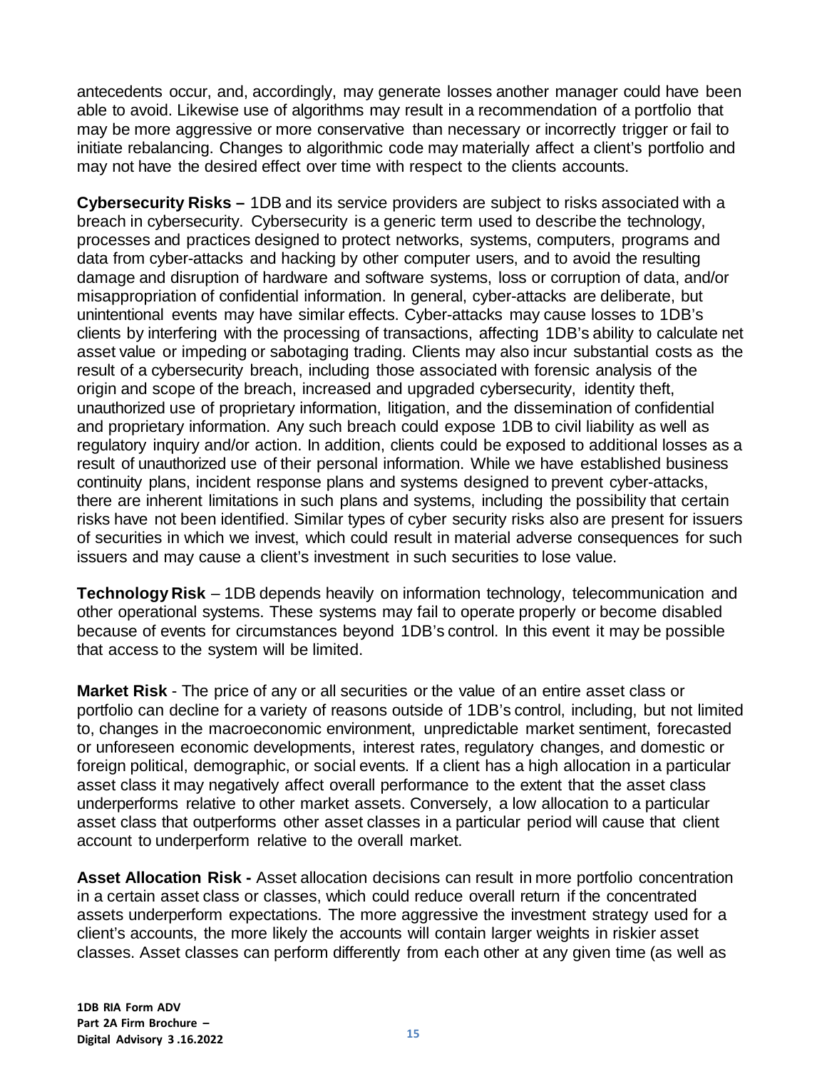antecedents occur, and, accordingly, may generate losses another manager could have been able to avoid. Likewise use of algorithms may result in a recommendation of a portfolio that may be more aggressive or more conservative than necessary or incorrectly trigger or fail to initiate rebalancing. Changes to algorithmic code may materially affect a client's portfolio and may not have the desired effect over time with respect to the clients accounts.

**Cybersecurity Risks –** 1DB and its service providers are subject to risks associated with a breach in cybersecurity. Cybersecurity is a generic term used to describe the technology, processes and practices designed to protect networks, systems, computers, programs and data from cyber-attacks and hacking by other computer users, and to avoid the resulting damage and disruption of hardware and software systems, loss or corruption of data, and/or misappropriation of confidential information. In general, cyber-attacks are deliberate, but unintentional events may have similar effects. Cyber-attacks may cause losses to 1DB's clients by interfering with the processing of transactions, affecting 1DB's ability to calculate net asset value or impeding or sabotaging trading. Clients may also incur substantial costs as the result of a cybersecurity breach, including those associated with forensic analysis of the origin and scope of the breach, increased and upgraded cybersecurity, identity theft, unauthorized use of proprietary information, litigation, and the dissemination of confidential and proprietary information. Any such breach could expose 1DB to civil liability as well as regulatory inquiry and/or action. In addition, clients could be exposed to additional losses as a result of unauthorized use of their personal information. While we have established business continuity plans, incident response plans and systems designed to prevent cyber-attacks, there are inherent limitations in such plans and systems, including the possibility that certain risks have not been identified. Similar types of cyber security risks also are present for issuers of securities in which we invest, which could result in material adverse consequences for such issuers and may cause a client's investment in such securities to lose value.

**Technology Risk** – 1DB depends heavily on information technology, telecommunication and other operational systems. These systems may fail to operate properly or become disabled because of events for circumstances beyond 1DB's control. In this event it may be possible that access to the system will be limited.

**Market Risk** - The price of any or all securities or the value of an entire asset class or portfolio can decline for a variety of reasons outside of 1DB's control, including, but not limited to, changes in the macroeconomic environment, unpredictable market sentiment, forecasted or unforeseen economic developments, interest rates, regulatory changes, and domestic or foreign political, demographic, or social events. If a client has a high allocation in a particular asset class it may negatively affect overall performance to the extent that the asset class underperforms relative to other market assets. Conversely, a low allocation to a particular asset class that outperforms other asset classes in a particular period will cause that client account to underperform relative to the overall market.

**Asset Allocation Risk -** Asset allocation decisions can result in more portfolio concentration in a certain asset class or classes, which could reduce overall return if the concentrated assets underperform expectations. The more aggressive the investment strategy used for a client's accounts, the more likely the accounts will contain larger weights in riskier asset classes. Asset classes can perform differently from each other at any given time (as well as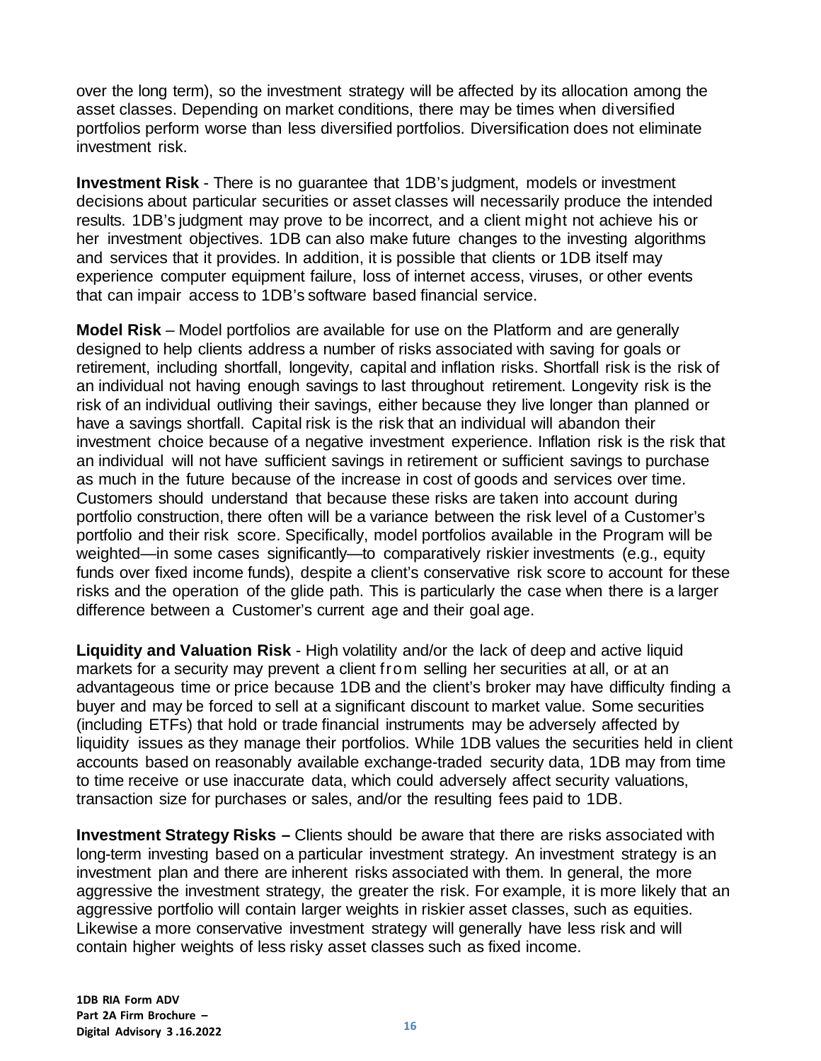over the long term), so the investment strategy will be affected by its allocation among the asset classes. Depending on market conditions, there may be times when diversified portfolios perform worse than less diversified portfolios. Diversification does not eliminate investment risk.

**Investment Risk** - There is no guarantee that 1DB's judgment, models or investment decisions about particular securities or asset classes will necessarily produce the intended results. 1DB's judgment may prove to be incorrect, and a client might not achieve his or her investment objectives. 1DB can also make future changes to the investing algorithms and services that it provides. In addition, it is possible that clients or 1DB itself may experience computer equipment failure, loss of internet access, viruses, or other events that can impair access to 1DB's software based financial service.

**Model Risk** – Model portfolios are available for use on the Platform and are generally designed to help clients address a number of risks associated with saving for goals or retirement, including shortfall, longevity, capital and inflation risks. Shortfall risk is the risk of an individual not having enough savings to last throughout retirement. Longevity risk is the risk of an individual outliving their savings, either because they live longer than planned or have a savings shortfall. Capital risk is the risk that an individual will abandon their investment choice because of a negative investment experience. Inflation risk is the risk that an individual will not have sufficient savings in retirement or sufficient savings to purchase as much in the future because of the increase in cost of goods and services over time. Customers should understand that because these risks are taken into account during portfolio construction, there often will be a variance between the risk level of a Customer's portfolio and their risk score. Specifically, model portfolios available in the Program will be weighted—in some cases significantly—to comparatively riskier investments (e.g., equity funds over fixed income funds), despite a client's conservative risk score to account for these risks and the operation of the glide path. This is particularly the case when there is a larger difference between a Customer's current age and their goal age.

**Liquidity and Valuation Risk** - High volatility and/or the lack of deep and active liquid markets for a security may prevent a client from selling her securities at all, or at an advantageous time or price because 1DB and the client's broker may have difficulty finding a buyer and may be forced to sell at a significant discount to market value. Some securities (including ETFs) that hold or trade financial instruments may be adversely affected by liquidity issues as they manage their portfolios. While 1DB values the securities held in client accounts based on reasonably available exchange-traded security data, 1DB may from time to time receive or use inaccurate data, which could adversely affect security valuations, transaction size for purchases or sales, and/or the resulting fees paid to 1DB.

**Investment Strategy Risks –** Clients should be aware that there are risks associated with long-term investing based on a particular investment strategy. An investment strategy is an investment plan and there are inherent risks associated with them. In general, the more aggressive the investment strategy, the greater the risk. For example, it is more likely that an aggressive portfolio will contain larger weights in riskier asset classes, such as equities. Likewise a more conservative investment strategy will generally have less risk and will contain higher weights of less risky asset classes such as fixed income.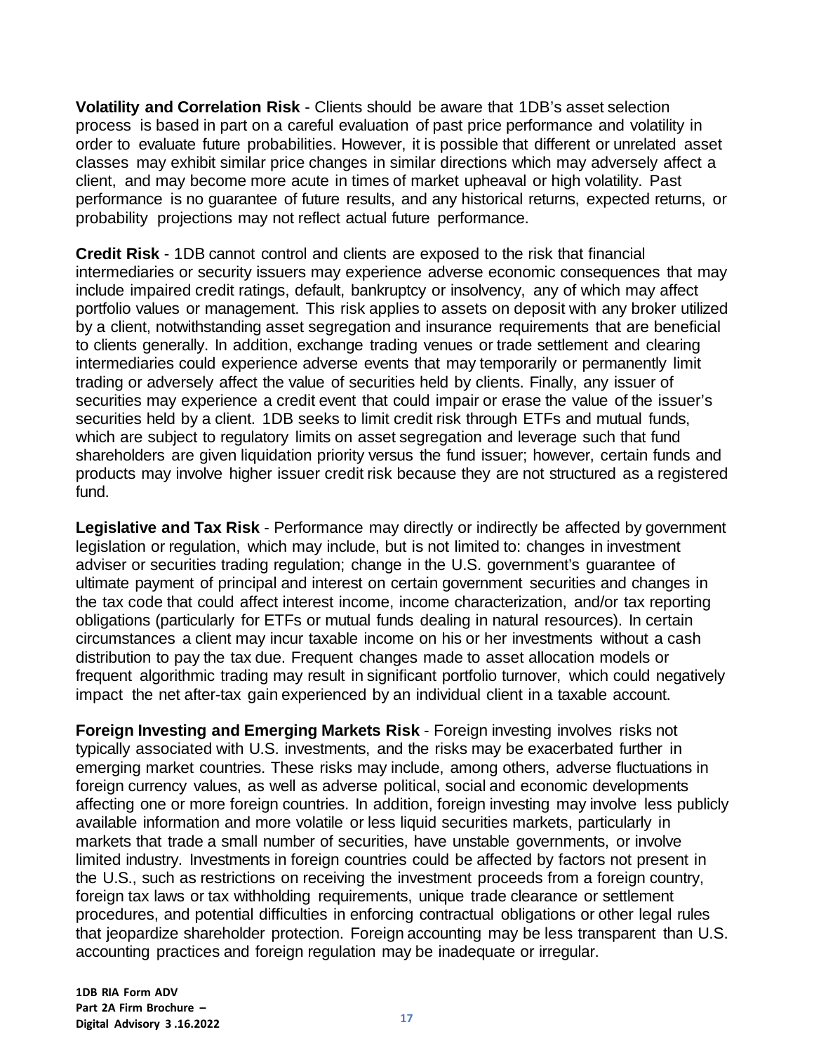**Volatility and Correlation Risk** - Clients should be aware that 1DB's asset selection process is based in part on a careful evaluation of past price performance and volatility in order to evaluate future probabilities. However, it is possible that different or unrelated asset classes may exhibit similar price changes in similar directions which may adversely affect a client, and may become more acute in times of market upheaval or high volatility. Past performance is no guarantee of future results, and any historical returns, expected returns, or probability projections may not reflect actual future performance.

**Credit Risk** - 1DB cannot control and clients are exposed to the risk that financial intermediaries or security issuers may experience adverse economic consequences that may include impaired credit ratings, default, bankruptcy or insolvency, any of which may affect portfolio values or management. This risk applies to assets on deposit with any broker utilized by a client, notwithstanding asset segregation and insurance requirements that are beneficial to clients generally. In addition, exchange trading venues or trade settlement and clearing intermediaries could experience adverse events that may temporarily or permanently limit trading or adversely affect the value of securities held by clients. Finally, any issuer of securities may experience a credit event that could impair or erase the value of the issuer's securities held by a client. 1DB seeks to limit credit risk through ETFs and mutual funds, which are subject to regulatory limits on asset segregation and leverage such that fund shareholders are given liquidation priority versus the fund issuer; however, certain funds and products may involve higher issuer credit risk because they are not structured as a registered fund.

**Legislative and Tax Risk** - Performance may directly or indirectly be affected by government legislation or regulation, which may include, but is not limited to: changes in investment adviser or securities trading regulation; change in the U.S. government's guarantee of ultimate payment of principal and interest on certain government securities and changes in the tax code that could affect interest income, income characterization, and/or tax reporting obligations (particularly for ETFs or mutual funds dealing in natural resources). In certain circumstances a client may incur taxable income on his or her investments without a cash distribution to pay the tax due. Frequent changes made to asset allocation models or frequent algorithmic trading may result in significant portfolio turnover, which could negatively impact the net after-tax gain experienced by an individual client in a taxable account.

**Foreign Investing and Emerging Markets Risk** - Foreign investing involves risks not typically associated with U.S. investments, and the risks may be exacerbated further in emerging market countries. These risks may include, among others, adverse fluctuations in foreign currency values, as well as adverse political, social and economic developments affecting one or more foreign countries. In addition, foreign investing may involve less publicly available information and more volatile or less liquid securities markets, particularly in markets that trade a small number of securities, have unstable governments, or involve limited industry. Investments in foreign countries could be affected by factors not present in the U.S., such as restrictions on receiving the investment proceeds from a foreign country, foreign tax laws or tax withholding requirements, unique trade clearance or settlement procedures, and potential difficulties in enforcing contractual obligations or other legal rules that jeopardize shareholder protection. Foreign accounting may be less transparent than U.S. accounting practices and foreign regulation may be inadequate or irregular.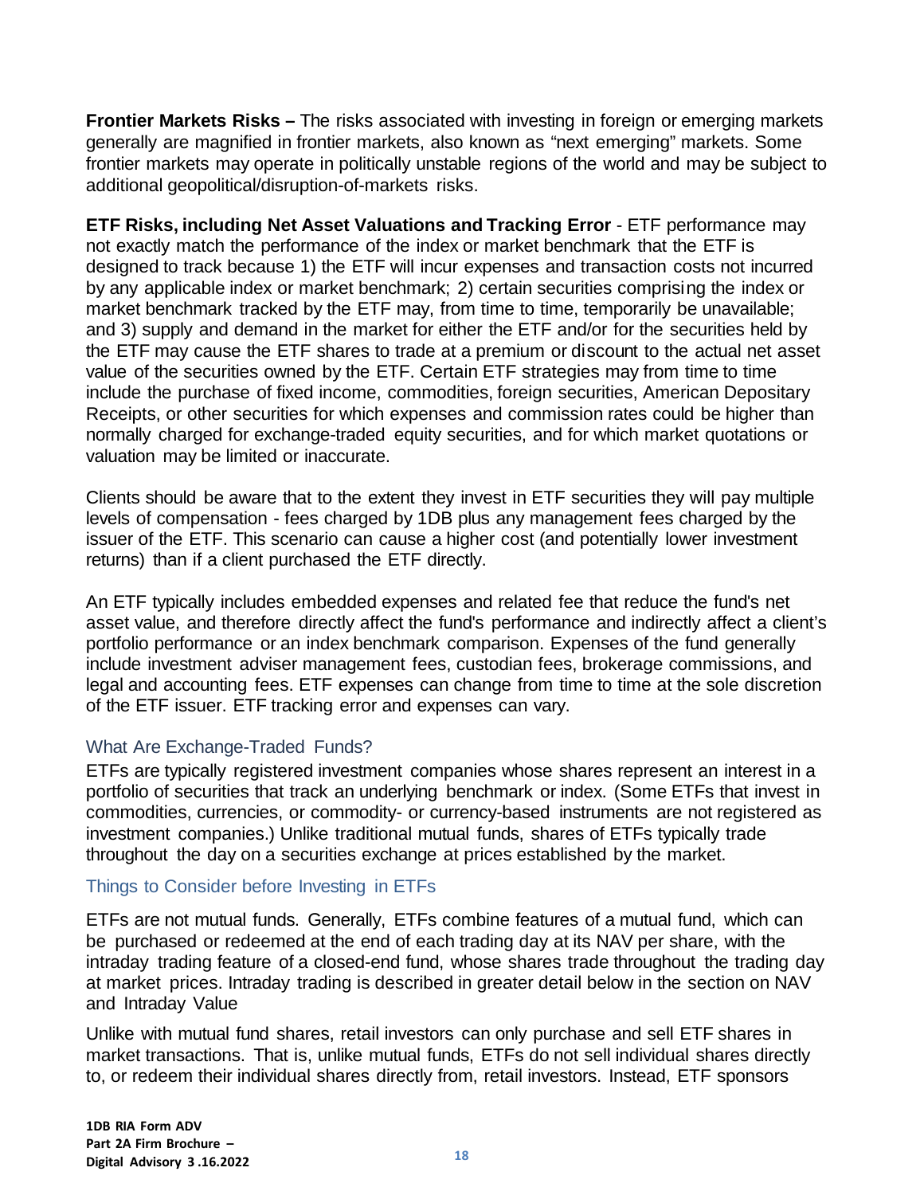**Frontier Markets Risks –** The risks associated with investing in foreign or emerging markets generally are magnified in frontier markets, also known as "next emerging" markets. Some frontier markets may operate in politically unstable regions of the world and may be subject to additional geopolitical/disruption-of-markets risks.

**ETF Risks, including Net Asset Valuations and Tracking Error** - ETF performance may not exactly match the performance of the index or market benchmark that the ETF is designed to track because 1) the ETF will incur expenses and transaction costs not incurred by any applicable index or market benchmark; 2) certain securities comprising the index or market benchmark tracked by the ETF may, from time to time, temporarily be unavailable; and 3) supply and demand in the market for either the ETF and/or for the securities held by the ETF may cause the ETF shares to trade at a premium or discount to the actual net asset value of the securities owned by the ETF. Certain ETF strategies may from time to time include the purchase of fixed income, commodities, foreign securities, American Depositary Receipts, or other securities for which expenses and commission rates could be higher than normally charged for exchange-traded equity securities, and for which market quotations or valuation may be limited or inaccurate.

Clients should be aware that to the extent they invest in ETF securities they will pay multiple levels of compensation - fees charged by 1DB plus any management fees charged by the issuer of the ETF. This scenario can cause a higher cost (and potentially lower investment returns) than if a client purchased the ETF directly.

An ETF typically includes embedded expenses and related fee that reduce the fund's net asset value, and therefore directly affect the fund's performance and indirectly affect a client's portfolio performance or an index benchmark comparison. Expenses of the fund generally include investment adviser management fees, custodian fees, brokerage commissions, and legal and accounting fees. ETF expenses can change from time to time at the sole discretion of the ETF issuer. ETF tracking error and expenses can vary.

### What Are Exchange-Traded Funds?

ETFs are typically registered investment companies whose shares represent an interest in a portfolio of securities that track an underlying benchmark or index. (Some ETFs that invest in commodities, currencies, or commodity- or currency-based instruments are not registered as investment companies.) Unlike traditional mutual funds, shares of ETFs typically trade throughout the day on a securities exchange at prices established by the market.

### Things to Consider before Investing in ETFs

ETFs are not mutual funds. Generally, ETFs combine features of a mutual fund, which can be purchased or redeemed at the end of each trading day at its NAV per share, with the intraday trading feature of a closed-end fund, whose shares trade throughout the trading day at market prices. Intraday trading is described in greater detail below in the section on NAV and Intraday Value

Unlike with mutual fund shares, retail investors can only purchase and sell ETF shares in market transactions. That is, unlike mutual funds, ETFs do not sell individual shares directly to, or redeem their individual shares directly from, retail investors. Instead, ETF sponsors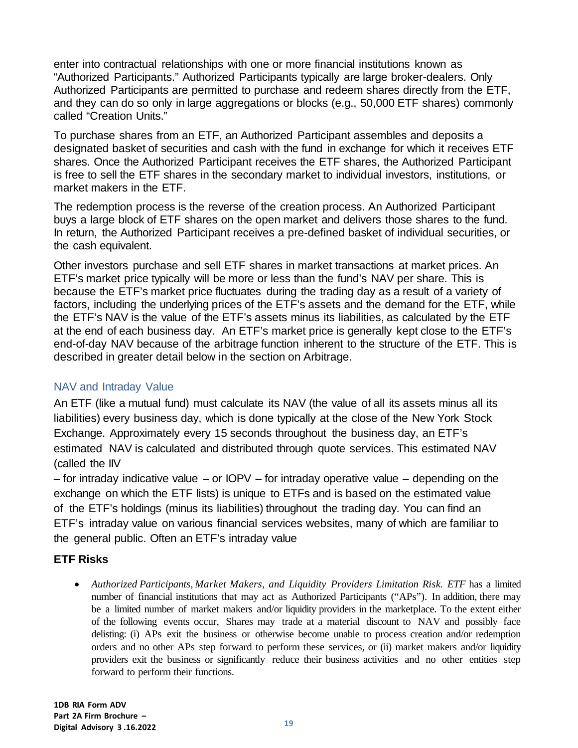enter into contractual relationships with one or more financial institutions known as "Authorized Participants." Authorized Participants typically are large broker-dealers. Only Authorized Participants are permitted to purchase and redeem shares directly from the ETF, and they can do so only in large aggregations or blocks (e.g., 50,000 ETF shares) commonly called "Creation Units."

To purchase shares from an ETF, an Authorized Participant assembles and deposits a designated basket of securities and cash with the fund in exchange for which it receives ETF shares. Once the Authorized Participant receives the ETF shares, the Authorized Participant is free to sell the ETF shares in the secondary market to individual investors, institutions, or market makers in the ETF.

The redemption process is the reverse of the creation process. An Authorized Participant buys a large block of ETF shares on the open market and delivers those shares to the fund. In return, the Authorized Participant receives a pre-defined basket of individual securities, or the cash equivalent.

Other investors purchase and sell ETF shares in market transactions at market prices. An ETF's market price typically will be more or less than the fund's NAV per share. This is because the ETF's market price fluctuates during the trading day as a result of a variety of factors, including the underlying prices of the ETF's assets and the demand for the ETF, while the ETF's NAV is the value of the ETF's assets minus its liabilities, as calculated by the ETF at the end of each business day. An ETF's market price is generally kept close to the ETF's end-of-day NAV because of the arbitrage function inherent to the structure of the ETF. This is described in greater detail below in the section on Arbitrage.

### NAV and Intraday Value

An ETF (like a mutual fund) must calculate its NAV (the value of all its assets minus all its liabilities) every business day, which is done typically at the close of the New York Stock Exchange. Approximately every 15 seconds throughout the business day, an ETF's estimated NAV is calculated and distributed through quote services. This estimated NAV (called the IIV

– for intraday indicative value – or IOPV – for intraday operative value – depending on the exchange on which the ETF lists) is unique to ETFs and is based on the estimated value of the ETF's holdings (minus its liabilities) throughout the trading day. You can find an ETF's intraday value on various financial services websites, many of which are familiar to the general public. Often an ETF's intraday value

### ETF Risks

- *Authorized Participants, Market Makers, and Liquidity Providers Limitation Risk. ETF* has a limited number of financial institutions that may act as Authorized Participants ("APs"). In addition, there may be a limited number of market makers and/or liquidity providers in the marketplace. To the extent either of the following events occur, Shares may trade at a material discount to NAV and possibly face delisting: (i) APs exit the business or otherwise become unable to process creation and/or redemption orders and no other APs step forward to perform these services, or (ii) market makers and/or liquidity providers exit the business or significantly reduce their business activities and no other entities step forward to perform their functions.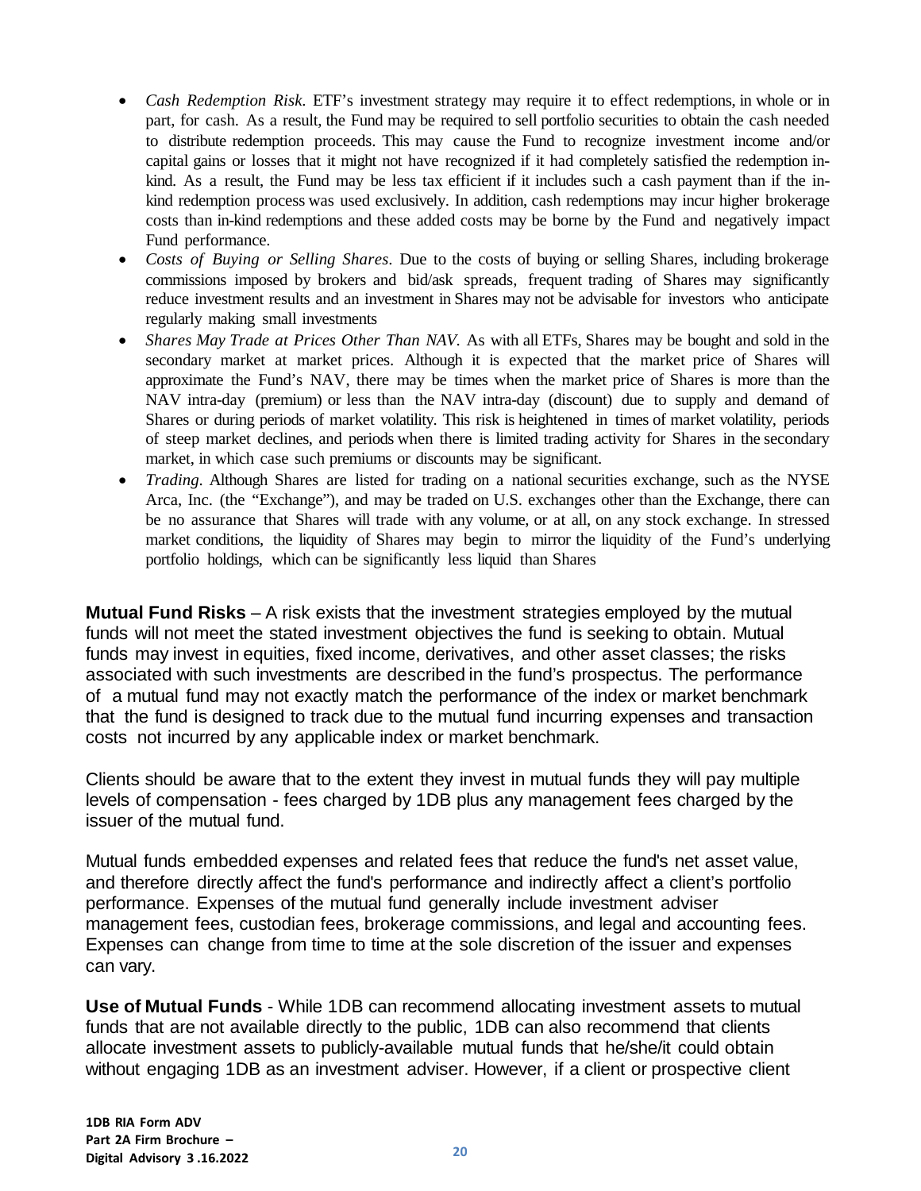- *Cash Redemption Risk.* ETF's investment strategy may require it to effect redemptions, in whole or in part, for cash. As a result, the Fund may be required to sell portfolio securities to obtain the cash needed to distribute redemption proceeds. This may cause the Fund to recognize investment income and/or capital gains or losses that it might not have recognized if it had completely satisfied the redemption in-kind. As a result, the Fund may be less tax efficient if it includes such a cash payment than if the in-kind redemption process was used exclusively. In addition, cash redemptions may incur higher brokerage costs than in-kind redemptions and these added costs may be borne by the Fund and negatively impact Fund performance.
- *Costs of Buying or Selling Shares*. Due to the costs of buying or selling Shares, including brokerage commissions imposed by brokers and bid/ask spreads, frequent trading of Shares may significantly reduce investment results and an investment in Shares may not be advisable for investors who anticipate regularly making small investments
- *Shares May Trade at Prices Other Than NAV.* As with all ETFs, Shares may be bought and sold in the secondary market at market prices. Although it is expected that the market price of Shares will approximate the Fund's NAV, there may be times when the market price of Shares is more than the NAV intra-day (premium) or less than the NAV intra-day (discount) due to supply and demand of Shares or during periods of market volatility. This risk is heightened in times of market volatility, periods of steep market declines, and periods when there is limited trading activity for Shares in the secondary market, in which case such premiums or discounts may be significant.
- *Trading*. Although Shares are listed for trading on a national securities exchange, such as the NYSE Arca, Inc. (the "Exchange"), and may be traded on U.S. exchanges other than the Exchange, there can be no assurance that Shares will trade with any volume, or at all, on any stock exchange. In stressed market conditions, the liquidity of Shares may begin to mirror the liquidity of the Fund's underlying portfolio holdings, which can be significantly less liquid than Shares

**Mutual Fund Risks** – A risk exists that the investment strategies employed by the mutual funds will not meet the stated investment objectives the fund is seeking to obtain. Mutual funds may invest in equities, fixed income, derivatives, and other asset classes; the risks associated with such investments are described in the fund's prospectus. The performance of a mutual fund may not exactly match the performance of the index or market benchmark that the fund is designed to track due to the mutual fund incurring expenses and transaction costs not incurred by any applicable index or market benchmark.

Clients should be aware that to the extent they invest in mutual funds they will pay multiple levels of compensation - fees charged by 1DB plus any management fees charged by the issuer of the mutual fund.

Mutual funds embedded expenses and related fees that reduce the fund's net asset value, and therefore directly affect the fund's performance and indirectly affect a client's portfolio performance. Expenses of the mutual fund generally include investment adviser management fees, custodian fees, brokerage commissions, and legal and accounting fees. Expenses can change from time to time at the sole discretion of the issuer and expenses can vary.

**Use of Mutual Funds** - While 1DB can recommend allocating investment assets to mutual funds that are not available directly to the public, 1DB can also recommend that clients allocate investment assets to publicly-available mutual funds that he/she/it could obtain without engaging 1DB as an investment adviser. However, if a client or prospective client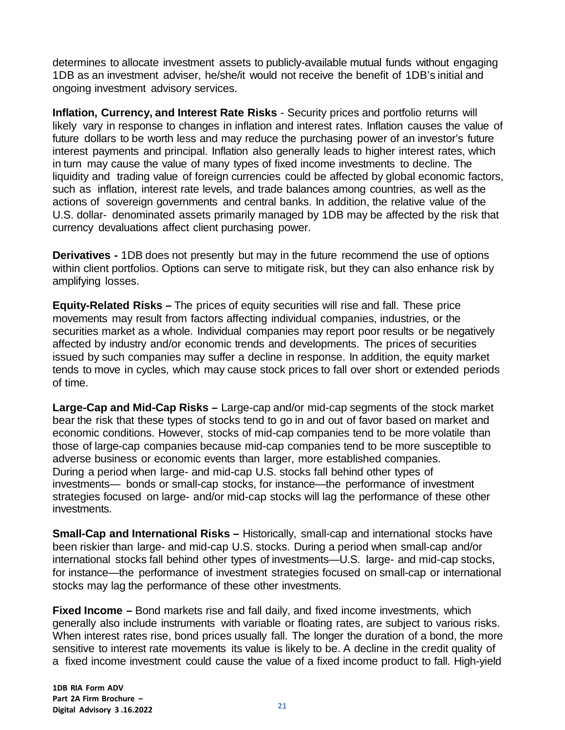determines to allocate investment assets to publicly-available mutual funds without engaging 1DB as an investment adviser, he/she/it would not receive the benefit of 1DB's initial and ongoing investment advisory services.

**Inflation, Currency, and Interest Rate Risks** - Security prices and portfolio returns will likely vary in response to changes in inflation and interest rates. Inflation causes the value of future dollars to be worth less and may reduce the purchasing power of an investor's future interest payments and principal. Inflation also generally leads to higher interest rates, which in turn may cause the value of many types of fixed income investments to decline. The liquidity and trading value of foreign currencies could be affected by global economic factors, such as inflation, interest rate levels, and trade balances among countries, as well as the actions of sovereign governments and central banks. In addition, the relative value of the U.S. dollar- denominated assets primarily managed by 1DB may be affected by the risk that currency devaluations affect client purchasing power.

**Derivatives -** 1DB does not presently but may in the future recommend the use of options within client portfolios. Options can serve to mitigate risk, but they can also enhance risk by amplifying losses.

**Equity-Related Risks –** The prices of equity securities will rise and fall. These price movements may result from factors affecting individual companies, industries, or the securities market as a whole. Individual companies may report poor results or be negatively affected by industry and/or economic trends and developments. The prices of securities issued by such companies may suffer a decline in response. In addition, the equity market tends to move in cycles, which may cause stock prices to fall over short or extended periods of time.

**Large-Cap and Mid-Cap Risks –** Large-cap and/or mid-cap segments of the stock market bear the risk that these types of stocks tend to go in and out of favor based on market and economic conditions. However, stocks of mid-cap companies tend to be more volatile than those of large-cap companies because mid-cap companies tend to be more susceptible to adverse business or economic events than larger, more established companies. During a period when large- and mid-cap U.S. stocks fall behind other types of investments— bonds or small-cap stocks, for instance—the performance of investment strategies focused on large- and/or mid-cap stocks will lag the performance of these other investments.

**Small-Cap and International Risks –** Historically, small-cap and international stocks have been riskier than large- and mid-cap U.S. stocks. During a period when small-cap and/or international stocks fall behind other types of investments—U.S. large- and mid-cap stocks, for instance—the performance of investment strategies focused on small-cap or international stocks may lag the performance of these other investments.

**Fixed Income –** Bond markets rise and fall daily, and fixed income investments, which generally also include instruments with variable or floating rates, are subject to various risks. When interest rates rise, bond prices usually fall. The longer the duration of a bond, the more sensitive to interest rate movements its value is likely to be. A decline in the credit quality of a fixed income investment could cause the value of a fixed income product to fall. High-yield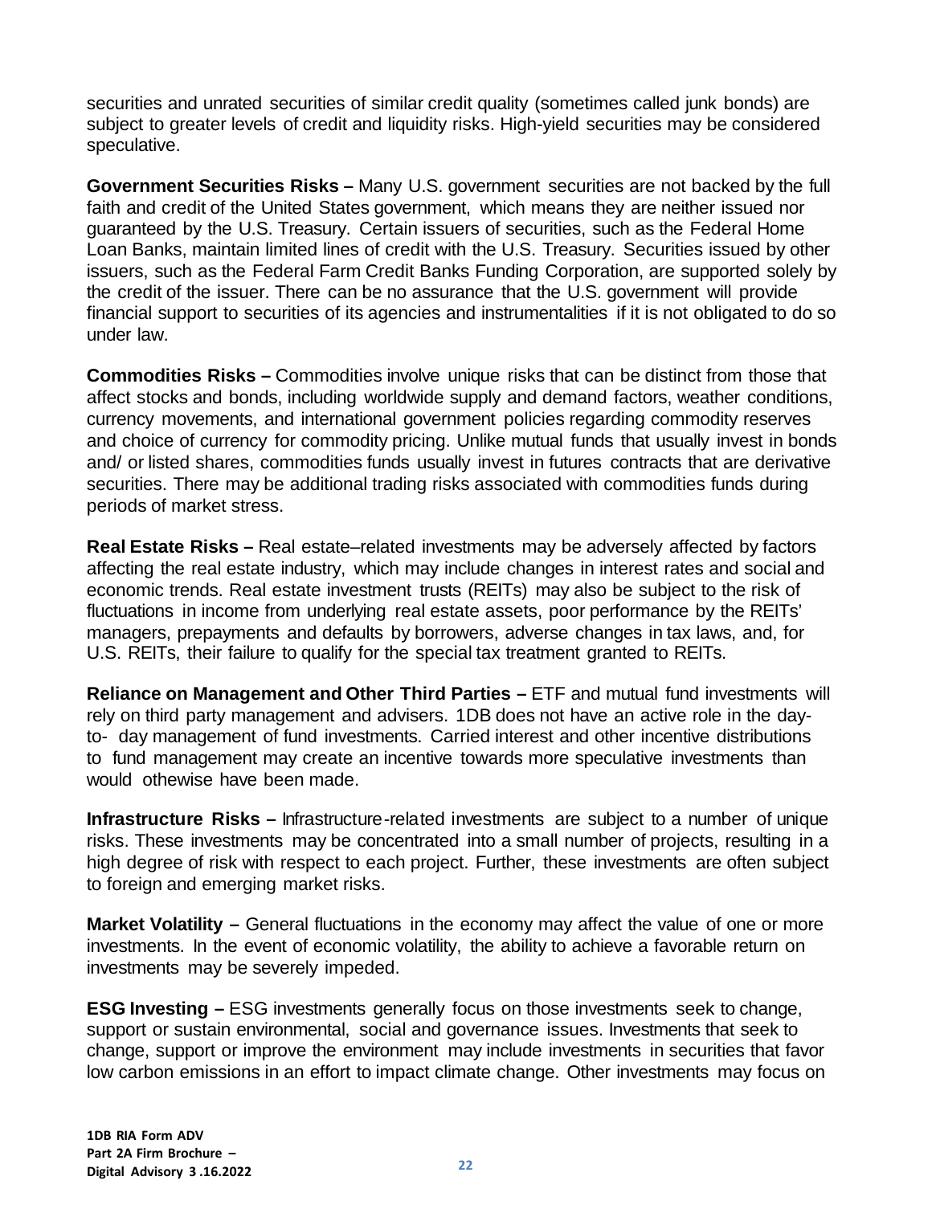securities and unrated securities of similar credit quality (sometimes called junk bonds) are subject to greater levels of credit and liquidity risks. High-yield securities may be considered speculative.

**Government Securities Risks –** Many U.S. government securities are not backed by the full faith and credit of the United States government, which means they are neither issued nor guaranteed by the U.S. Treasury. Certain issuers of securities, such as the Federal Home Loan Banks, maintain limited lines of credit with the U.S. Treasury. Securities issued by other issuers, such as the Federal Farm Credit Banks Funding Corporation, are supported solely by the credit of the issuer. There can be no assurance that the U.S. government will provide financial support to securities of its agencies and instrumentalities if it is not obligated to do so under law.

**Commodities Risks –** Commodities involve unique risks that can be distinct from those that affect stocks and bonds, including worldwide supply and demand factors, weather conditions, currency movements, and international government policies regarding commodity reserves and choice of currency for commodity pricing. Unlike mutual funds that usually invest in bonds and/ or listed shares, commodities funds usually invest in futures contracts that are derivative securities. There may be additional trading risks associated with commodities funds during periods of market stress.

**Real Estate Risks –** Real estate–related investments may be adversely affected by factors affecting the real estate industry, which may include changes in interest rates and social and economic trends. Real estate investment trusts (REITs) may also be subject to the risk of fluctuations in income from underlying real estate assets, poor performance by the REITs' managers, prepayments and defaults by borrowers, adverse changes in tax laws, and, for U.S. REITs, their failure to qualify for the special tax treatment granted to REITs.

**Reliance on Management and Other Third Parties –** ETF and mutual fund investments will rely on third party management and advisers. 1DB does not have an active role in the day-to- day management of fund investments. Carried interest and other incentive distributions to fund management may create an incentive towards more speculative investments than would othewise have been made.

**Infrastructure Risks –** Infrastructure-related investments are subject to a number of unique risks. These investments may be concentrated into a small number of projects, resulting in a high degree of risk with respect to each project. Further, these investments are often subject to foreign and emerging market risks.

**Market Volatility –** General fluctuations in the economy may affect the value of one or more investments. In the event of economic volatility, the ability to achieve a favorable return on investments may be severely impeded.

**ESG Investing –** ESG investments generally focus on those investments seek to change, support or sustain environmental, social and governance issues. Investments that seek to change, support or improve the environment may include investments in securities that favor low carbon emissions in an effort to impact climate change. Other investments may focus on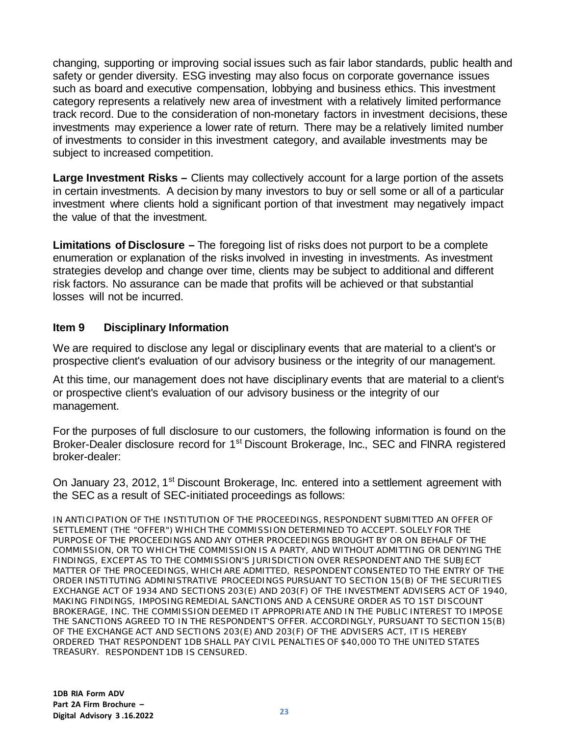changing, supporting or improving social issues such as fair labor standards, public health and safety or gender diversity. ESG investing may also focus on corporate governance issues such as board and executive compensation, lobbying and business ethics. This investment category represents a relatively new area of investment with a relatively limited performance track record. Due to the consideration of non-monetary factors in investment decisions, these investments may experience a lower rate of return. There may be a relatively limited number of investments to consider in this investment category, and available investments may be subject to increased competition.

**Large Investment Risks –** Clients may collectively account for a large portion of the assets in certain investments. A decision by many investors to buy or sell some or all of a particular investment where clients hold a significant portion of that investment may negatively impact the value of that the investment.

**Limitations of Disclosure –** The foregoing list of risks does not purport to be a complete enumeration or explanation of the risks involved in investing in investments. As investment strategies develop and change over time, clients may be subject to additional and different risk factors. No assurance can be made that profits will be achieved or that substantial losses will not be incurred.

## Item 9 Disciplinary Information

We are required to disclose any legal or disciplinary events that are material to a client's or prospective client's evaluation of our advisory business or the integrity of our management.

At this time, our management does not have disciplinary events that are material to a client's or prospective client's evaluation of our advisory business or the integrity of our management.

For the purposes of full disclosure to our customers, the following information is found on the Broker-Dealer disclosure record for 1st Discount Brokerage, Inc., SEC and FINRA registered broker-dealer:

On January 23, 2012, 1st Discount Brokerage, Inc. entered into a settlement agreement with the SEC as a result of SEC-initiated proceedings as follows:

IN ANTICIPATION OF THE INSTITUTION OF THE PROCEEDINGS, RESPONDENT SUBMITTED AN OFFER OF SETTLEMENT (THE "OFFER") WHICH THE COMMISSION DETERMINED TO ACCEPT. SOLELY FOR THE PURPOSE OF THE PROCEEDINGS AND ANY OTHER PROCEEDINGS BROUGHT BY OR ON BEHALF OF THE COMMISSION, OR TO WHICH THE COMMISSION IS A PARTY, AND WITHOUT ADMITTING OR DENYING THE FINDINGS, EXCEPT AS TO THE COMMISSION'S JURISDICTION OVER RESPONDENT AND THE SUBJECT MATTER OF THE PROCEEDINGS, WHICH ARE ADMITTED, RESPONDENT CONSENTED TO THE ENTRY OF THE ORDER INSTITUTING ADMINISTRATIVE PROCEEDINGS PURSUANT TO SECTION 15(B) OF THE SECURITIES EXCHANGE ACT OF 1934 AND SECTIONS 203(E) AND 203(F) OF THE INVESTMENT ADVISERS ACT OF 1940, MAKING FINDINGS, IMPOSING REMEDIAL SANCTIONS AND A CENSURE ORDER AS TO 1ST DISCOUNT BROKERAGE, INC. THE COMMISSION DEEMED IT APPROPRIATE AND IN THE PUBLIC INTEREST TO IMPOSE THE SANCTIONS AGREED TO IN THE RESPONDENT'S OFFER. ACCORDINGLY, PURSUANT TO SECTION 15(B) OF THE EXCHANGE ACT AND SECTIONS 203(E) AND 203(F) OF THE ADVISERS ACT, IT IS HEREBY ORDERED THAT RESPONDENT 1DB SHALL PAY CIVIL PENALTIES OF $40,000 TO THE UNITED STATES TREASURY. RESPONDENT 1DB IS CENSURED.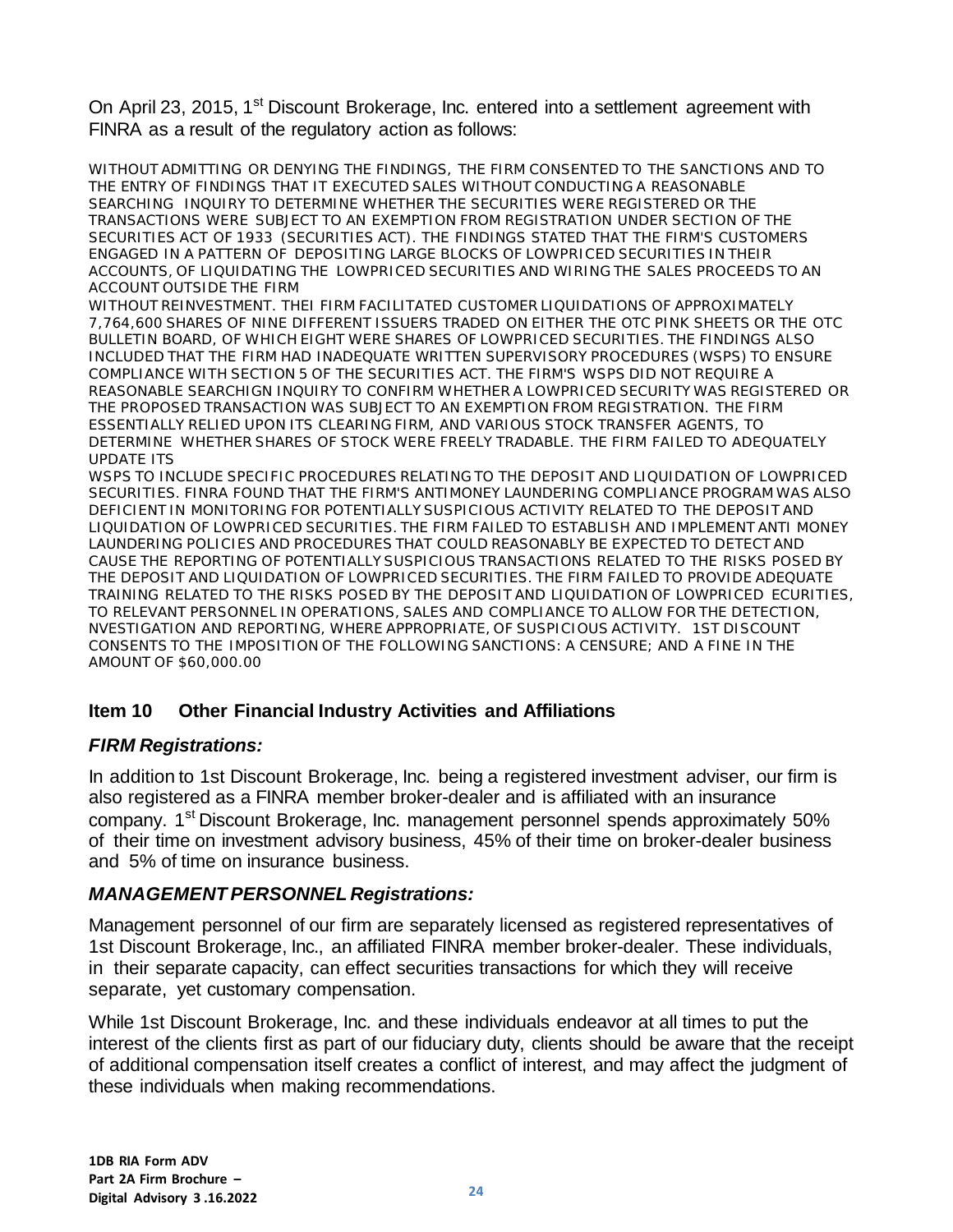On April 23, 2015, 1st Discount Brokerage, Inc. entered into a settlement agreement with FINRA as a result of the regulatory action as follows:

WITHOUT ADMITTING OR DENYING THE FINDINGS, THE FIRM CONSENTED TO THE SANCTIONS AND TO THE ENTRY OF FINDINGS THAT IT EXECUTED SALES WITHOUT CONDUCTING A REASONABLE SEARCHING INQUIRY TO DETERMINE WHETHER THE SECURITIES WERE REGISTERED OR THE TRANSACTIONS WERE SUBJECT TO AN EXEMPTION FROM REGISTRATION UNDER SECTION OF THE SECURITIES ACT OF 1933 (SECURITIES ACT). THE FINDINGS STATED THAT THE FIRM'S CUSTOMERS ENGAGED IN A PATTERN OF DEPOSITING LARGE BLOCKS OF LOWPRICED SECURITIES IN THEIR ACCOUNTS, OF LIQUIDATING THE LOWPRICED SECURITIES AND WIRING THE SALES PROCEEDS TO AN ACCOUNT OUTSIDE THE FIRM
WITHOUT REINVESTMENT. THEI FIRM FACILITATED CUSTOMER LIQUIDATIONS OF APPROXIMATELY 7,764,600 SHARES OF NINE DIFFERENT ISSUERS TRADED ON EITHER THE OTC PINK SHEETS OR THE OTC BULLETIN BOARD, OF WHICH EIGHT WERE SHARES OF LOWPRICED SECURITIES. THE FINDINGS ALSO INCLUDED THAT THE FIRM HAD INADEQUATE WRITTEN SUPERVISORY PROCEDURES (WSPS) TO ENSURE COMPLIANCE WITH SECTION 5 OF THE SECURITIES ACT. THE FIRM'S WSPS DID NOT REQUIRE A REASONABLE SEARCHIGN INQUIRY TO CONFIRM WHETHER A LOWPRICED SECURITY WAS REGISTERED OR THE PROPOSED TRANSACTION WAS SUBJECT TO AN EXEMPTION FROM REGISTRATION. THE FIRM ESSENTIALLY RELIED UPON ITS CLEARING FIRM, AND VARIOUS STOCK TRANSFER AGENTS, TO DETERMINE WHETHER SHARES OF STOCK WERE FREELY TRADABLE. THE FIRM FAILED TO ADEQUATELY UPDATE ITS
WSPS TO INCLUDE SPECIFIC PROCEDURES RELATING TO THE DEPOSIT AND LIQUIDATION OF LOWPRICED SECURITIES. FINRA FOUND THAT THE FIRM'S ANTIMONEY LAUNDERING COMPLIANCE PROGRAM WAS ALSO DEFICIENT IN MONITORING FOR POTENTIALLY SUSPICIOUS ACTIVITY RELATED TO THE DEPOSIT AND LIQUIDATION OF LOWPRICED SECURITIES. THE FIRM FAILED TO ESTABLISH AND IMPLEMENT ANTI MONEY LAUNDERING POLICIES AND PROCEDURES THAT COULD REASONABLY BE EXPECTED TO DETECT AND CAUSE THE REPORTING OF POTENTIALLY SUSPICIOUS TRANSACTIONS RELATED TO THE RISKS POSED BY THE DEPOSIT AND LIQUIDATION OF LOWPRICED SECURITIES. THE FIRM FAILED TO PROVIDE ADEQUATE TRAINING RELATED TO THE RISKS POSED BY THE DEPOSIT AND LIQUIDATION OF LOWPRICED ECURITIES, TO RELEVANT PERSONNEL IN OPERATIONS, SALES AND COMPLIANCE TO ALLOW FOR THE DETECTION, NVESTIGATION AND REPORTING, WHERE APPROPRIATE, OF SUSPICIOUS ACTIVITY. 1ST DISCOUNT CONSENTS TO THE IMPOSITION OF THE FOLLOWING SANCTIONS: A CENSURE; AND A FINE IN THE AMOUNT OF $60,000.00

## Item 10 Other Financial Industry Activities and Affiliations

### *FIRM Registrations:*

In addition to 1st Discount Brokerage, Inc. being a registered investment adviser, our firm is also registered as a FINRA member broker-dealer and is affiliated with an insurance company. 1st Discount Brokerage, Inc. management personnel spends approximately 50% of their time on investment advisory business, 45% of their time on broker-dealer business and 5% of time on insurance business.

### *MANAGEMENT PERSONNEL Registrations:*

Management personnel of our firm are separately licensed as registered representatives of 1st Discount Brokerage, Inc., an affiliated FINRA member broker-dealer. These individuals, in their separate capacity, can effect securities transactions for which they will receive separate, yet customary compensation.

While 1st Discount Brokerage, Inc. and these individuals endeavor at all times to put the interest of the clients first as part of our fiduciary duty, clients should be aware that the receipt of additional compensation itself creates a conflict of interest, and may affect the judgment of these individuals when making recommendations.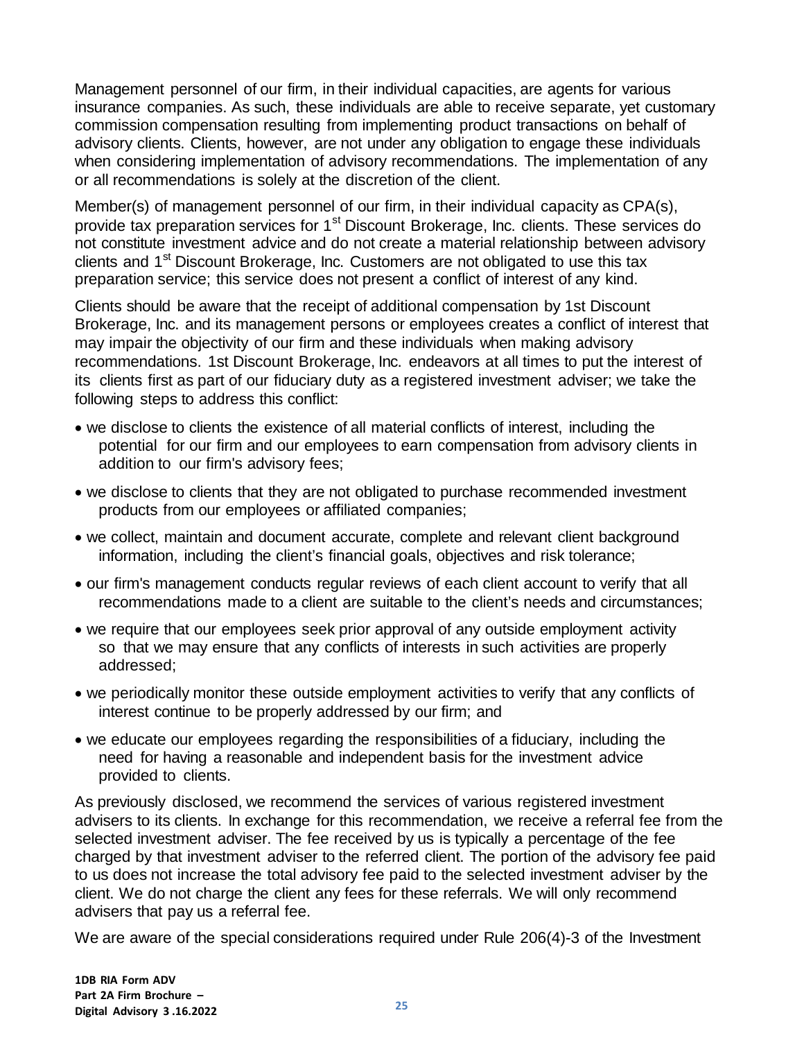Management personnel of our firm, in their individual capacities, are agents for various insurance companies. As such, these individuals are able to receive separate, yet customary commission compensation resulting from implementing product transactions on behalf of advisory clients. Clients, however, are not under any obligation to engage these individuals when considering implementation of advisory recommendations. The implementation of any or all recommendations is solely at the discretion of the client.

Member(s) of management personnel of our firm, in their individual capacity as CPA(s), provide tax preparation services for 1st Discount Brokerage, Inc. clients. These services do not constitute investment advice and do not create a material relationship between advisory clients and 1st Discount Brokerage, Inc. Customers are not obligated to use this tax preparation service; this service does not present a conflict of interest of any kind.

Clients should be aware that the receipt of additional compensation by 1st Discount Brokerage, Inc. and its management persons or employees creates a conflict of interest that may impair the objectivity of our firm and these individuals when making advisory recommendations. 1st Discount Brokerage, Inc. endeavors at all times to put the interest of its clients first as part of our fiduciary duty as a registered investment adviser; we take the following steps to address this conflict:

- we disclose to clients the existence of all material conflicts of interest, including the potential for our firm and our employees to earn compensation from advisory clients in addition to our firm's advisory fees;
- we disclose to clients that they are not obligated to purchase recommended investment products from our employees or affiliated companies;
- we collect, maintain and document accurate, complete and relevant client background information, including the client's financial goals, objectives and risk tolerance;
- our firm's management conducts regular reviews of each client account to verify that all recommendations made to a client are suitable to the client's needs and circumstances;
- we require that our employees seek prior approval of any outside employment activity so that we may ensure that any conflicts of interests in such activities are properly addressed;
- we periodically monitor these outside employment activities to verify that any conflicts of interest continue to be properly addressed by our firm; and
- we educate our employees regarding the responsibilities of a fiduciary, including the need for having a reasonable and independent basis for the investment advice provided to clients.

As previously disclosed, we recommend the services of various registered investment advisers to its clients. In exchange for this recommendation, we receive a referral fee from the selected investment adviser. The fee received by us is typically a percentage of the fee charged by that investment adviser to the referred client. The portion of the advisory fee paid to us does not increase the total advisory fee paid to the selected investment adviser by the client. We do not charge the client any fees for these referrals. We will only recommend advisers that pay us a referral fee.

We are aware of the special considerations required under Rule 206(4)-3 of the Investment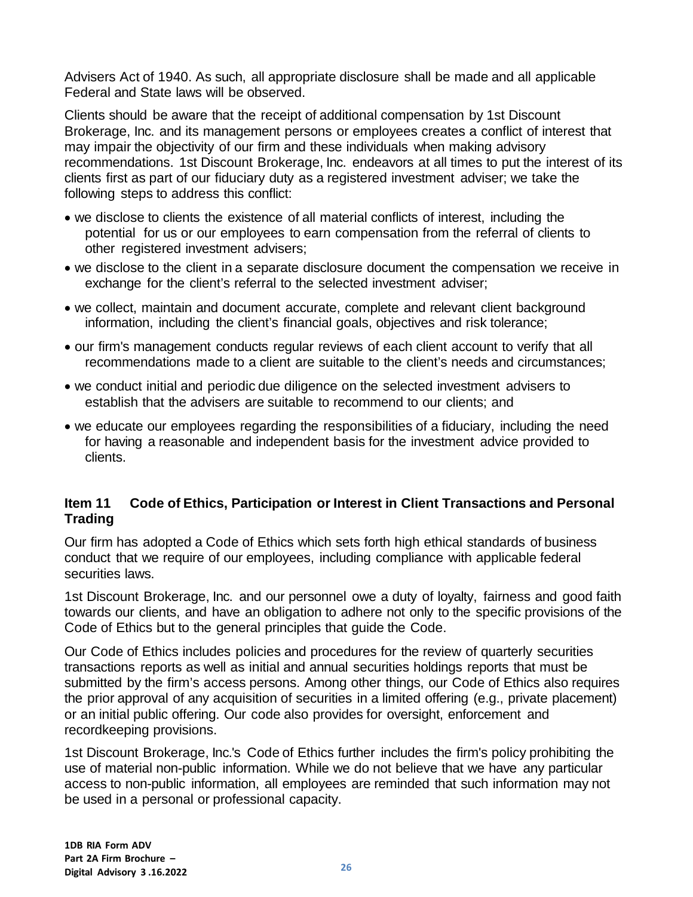Advisers Act of 1940. As such, all appropriate disclosure shall be made and all applicable Federal and State laws will be observed.

Clients should be aware that the receipt of additional compensation by 1st Discount Brokerage, Inc. and its management persons or employees creates a conflict of interest that may impair the objectivity of our firm and these individuals when making advisory recommendations. 1st Discount Brokerage, Inc. endeavors at all times to put the interest of its clients first as part of our fiduciary duty as a registered investment adviser; we take the following steps to address this conflict:

- we disclose to clients the existence of all material conflicts of interest, including the potential for us or our employees to earn compensation from the referral of clients to other registered investment advisers;
- we disclose to the client in a separate disclosure document the compensation we receive in exchange for the client's referral to the selected investment adviser;
- we collect, maintain and document accurate, complete and relevant client background information, including the client's financial goals, objectives and risk tolerance;
- our firm's management conducts regular reviews of each client account to verify that all recommendations made to a client are suitable to the client's needs and circumstances;
- we conduct initial and periodic due diligence on the selected investment advisers to establish that the advisers are suitable to recommend to our clients; and
- we educate our employees regarding the responsibilities of a fiduciary, including the need for having a reasonable and independent basis for the investment advice provided to clients.

## Item 11 Code of Ethics, Participation or Interest in Client Transactions and Personal Trading

Our firm has adopted a Code of Ethics which sets forth high ethical standards of business conduct that we require of our employees, including compliance with applicable federal securities laws.

1st Discount Brokerage, Inc. and our personnel owe a duty of loyalty, fairness and good faith towards our clients, and have an obligation to adhere not only to the specific provisions of the Code of Ethics but to the general principles that guide the Code.

Our Code of Ethics includes policies and procedures for the review of quarterly securities transactions reports as well as initial and annual securities holdings reports that must be submitted by the firm's access persons. Among other things, our Code of Ethics also requires the prior approval of any acquisition of securities in a limited offering (e.g., private placement) or an initial public offering. Our code also provides for oversight, enforcement and recordkeeping provisions.

1st Discount Brokerage, Inc.'s Code of Ethics further includes the firm's policy prohibiting the use of material non-public information. While we do not believe that we have any particular access to non-public information, all employees are reminded that such information may not be used in a personal or professional capacity.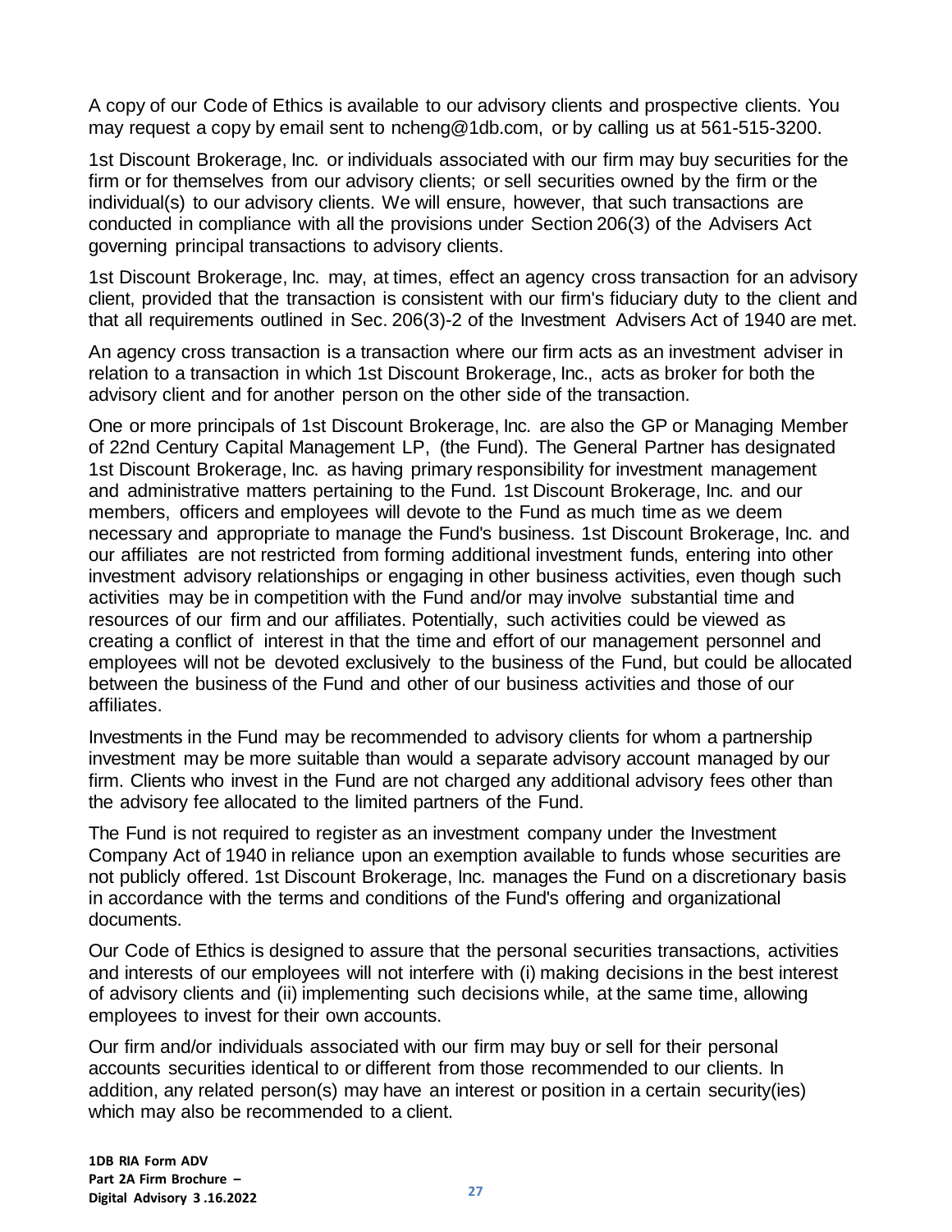A copy of our Code of Ethics is available to our advisory clients and prospective clients. You may request a copy by email sent to ncheng@1db.com, or by calling us at 561-515-3200.

1st Discount Brokerage, Inc. or individuals associated with our firm may buy securities for the firm or for themselves from our advisory clients; or sell securities owned by the firm or the individual(s) to our advisory clients. We will ensure, however, that such transactions are conducted in compliance with all the provisions under Section 206(3) of the Advisers Act governing principal transactions to advisory clients.

1st Discount Brokerage, Inc. may, at times, effect an agency cross transaction for an advisory client, provided that the transaction is consistent with our firm's fiduciary duty to the client and that all requirements outlined in Sec. 206(3)-2 of the Investment Advisers Act of 1940 are met.

An agency cross transaction is a transaction where our firm acts as an investment adviser in relation to a transaction in which 1st Discount Brokerage, Inc., acts as broker for both the advisory client and for another person on the other side of the transaction.

One or more principals of 1st Discount Brokerage, Inc. are also the GP or Managing Member of 22nd Century Capital Management LP, (the Fund). The General Partner has designated 1st Discount Brokerage, Inc. as having primary responsibility for investment management and administrative matters pertaining to the Fund. 1st Discount Brokerage, Inc. and our members, officers and employees will devote to the Fund as much time as we deem necessary and appropriate to manage the Fund's business. 1st Discount Brokerage, Inc. and our affiliates are not restricted from forming additional investment funds, entering into other investment advisory relationships or engaging in other business activities, even though such activities may be in competition with the Fund and/or may involve substantial time and resources of our firm and our affiliates. Potentially, such activities could be viewed as creating a conflict of interest in that the time and effort of our management personnel and employees will not be devoted exclusively to the business of the Fund, but could be allocated between the business of the Fund and other of our business activities and those of our affiliates.

Investments in the Fund may be recommended to advisory clients for whom a partnership investment may be more suitable than would a separate advisory account managed by our firm. Clients who invest in the Fund are not charged any additional advisory fees other than the advisory fee allocated to the limited partners of the Fund.

The Fund is not required to register as an investment company under the Investment Company Act of 1940 in reliance upon an exemption available to funds whose securities are not publicly offered. 1st Discount Brokerage, Inc. manages the Fund on a discretionary basis in accordance with the terms and conditions of the Fund's offering and organizational documents.

Our Code of Ethics is designed to assure that the personal securities transactions, activities and interests of our employees will not interfere with (i) making decisions in the best interest of advisory clients and (ii) implementing such decisions while, at the same time, allowing employees to invest for their own accounts.

Our firm and/or individuals associated with our firm may buy or sell for their personal accounts securities identical to or different from those recommended to our clients. In addition, any related person(s) may have an interest or position in a certain security(ies) which may also be recommended to a client.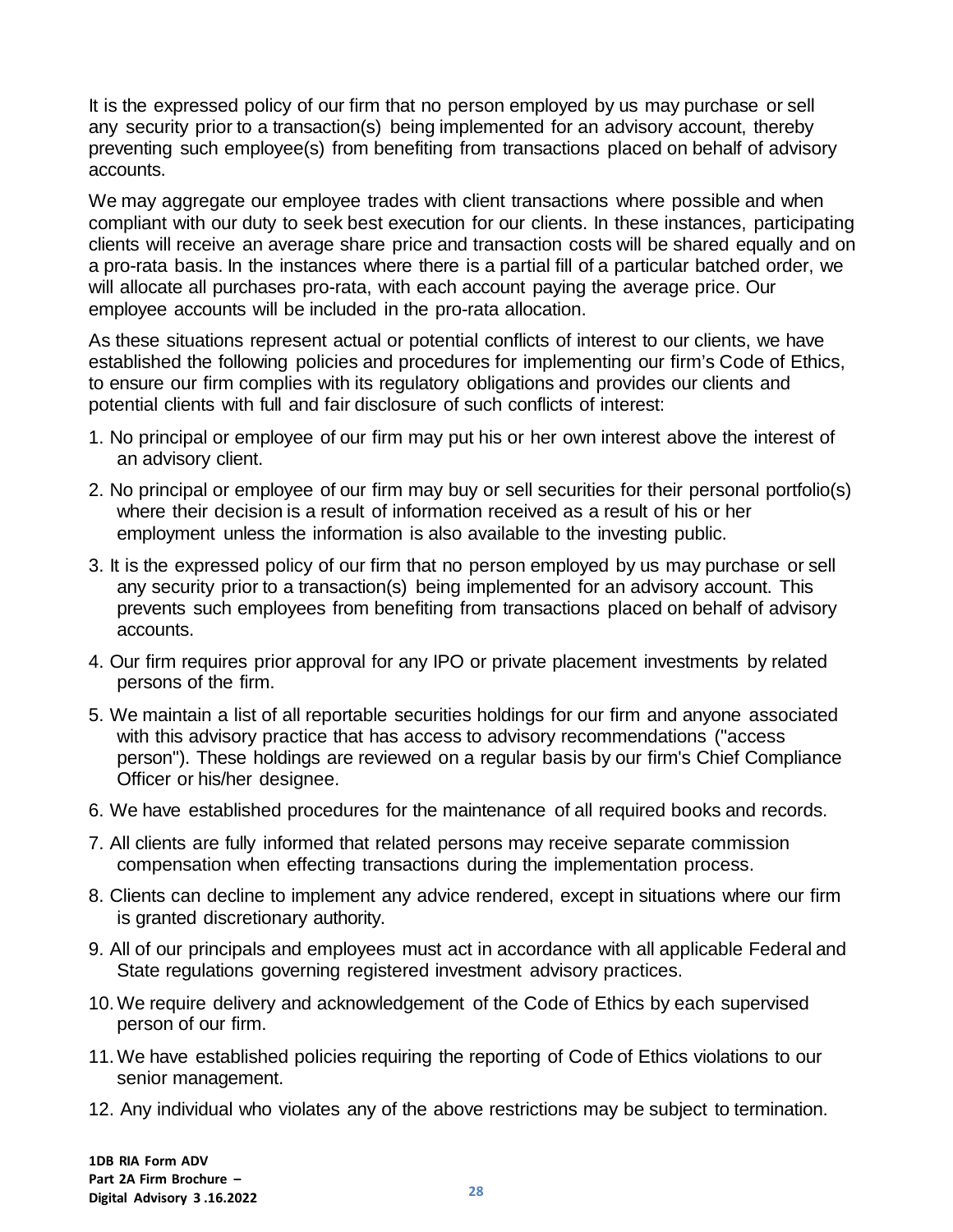It is the expressed policy of our firm that no person employed by us may purchase or sell any security prior to a transaction(s) being implemented for an advisory account, thereby preventing such employee(s) from benefiting from transactions placed on behalf of advisory accounts.

We may aggregate our employee trades with client transactions where possible and when compliant with our duty to seek best execution for our clients. In these instances, participating clients will receive an average share price and transaction costs will be shared equally and on a pro-rata basis. In the instances where there is a partial fill of a particular batched order, we will allocate all purchases pro-rata, with each account paying the average price. Our employee accounts will be included in the pro-rata allocation.

As these situations represent actual or potential conflicts of interest to our clients, we have established the following policies and procedures for implementing our firm's Code of Ethics, to ensure our firm complies with its regulatory obligations and provides our clients and potential clients with full and fair disclosure of such conflicts of interest:

1. No principal or employee of our firm may put his or her own interest above the interest of an advisory client.
2. No principal or employee of our firm may buy or sell securities for their personal portfolio(s) where their decision is a result of information received as a result of his or her employment unless the information is also available to the investing public.
3. It is the expressed policy of our firm that no person employed by us may purchase or sell any security prior to a transaction(s) being implemented for an advisory account. This prevents such employees from benefiting from transactions placed on behalf of advisory accounts.
4. Our firm requires prior approval for any IPO or private placement investments by related persons of the firm.
5. We maintain a list of all reportable securities holdings for our firm and anyone associated with this advisory practice that has access to advisory recommendations ("access person"). These holdings are reviewed on a regular basis by our firm's Chief Compliance Officer or his/her designee.
6. We have established procedures for the maintenance of all required books and records.
7. All clients are fully informed that related persons may receive separate commission compensation when effecting transactions during the implementation process.
8. Clients can decline to implement any advice rendered, except in situations where our firm is granted discretionary authority.
9. All of our principals and employees must act in accordance with all applicable Federal and State regulations governing registered investment advisory practices.
10. We require delivery and acknowledgement of the Code of Ethics by each supervised person of our firm.
11. We have established policies requiring the reporting of Code of Ethics violations to our senior management.
12. Any individual who violates any of the above restrictions may be subject to termination.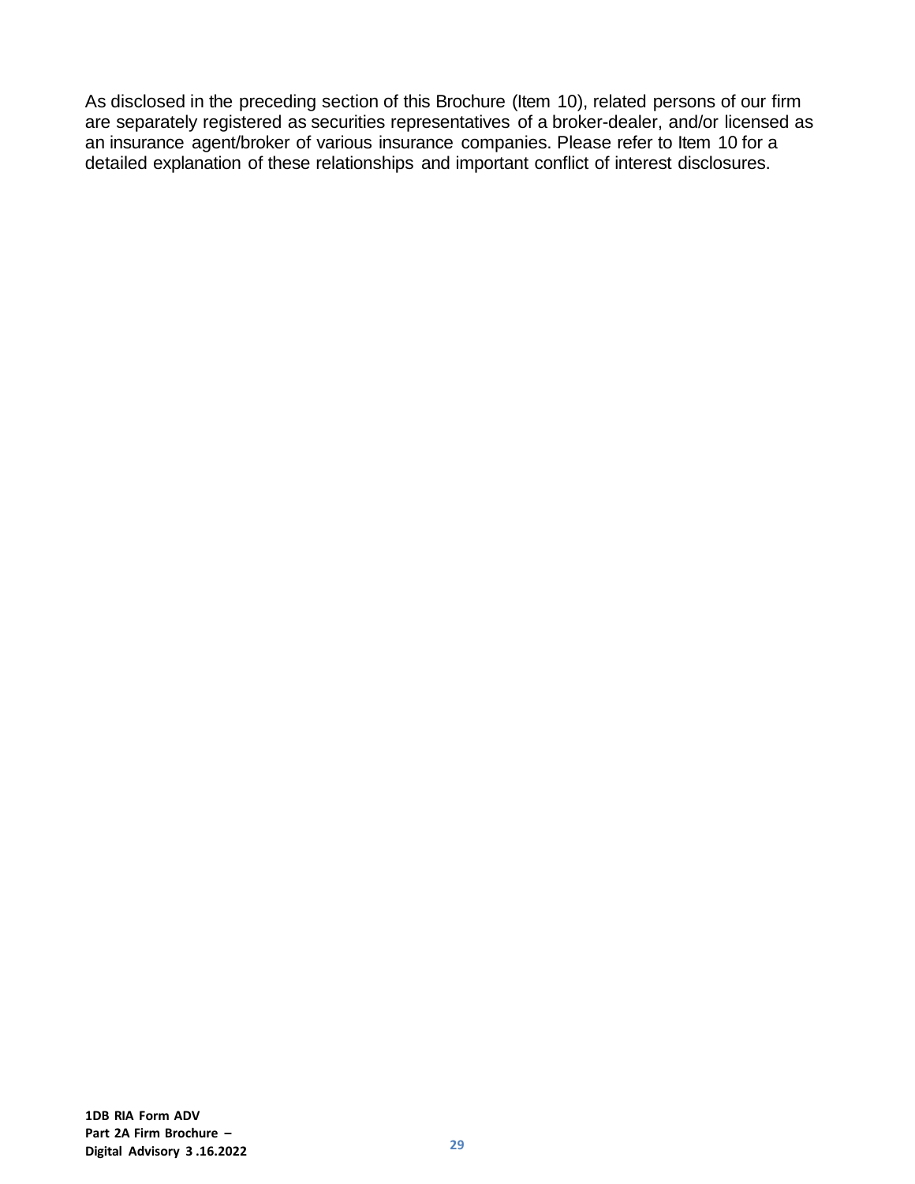As disclosed in the preceding section of this Brochure (Item 10), related persons of our firm are separately registered as securities representatives of a broker-dealer, and/or licensed as an insurance agent/broker of various insurance companies. Please refer to Item 10 for a detailed explanation of these relationships and important conflict of interest disclosures.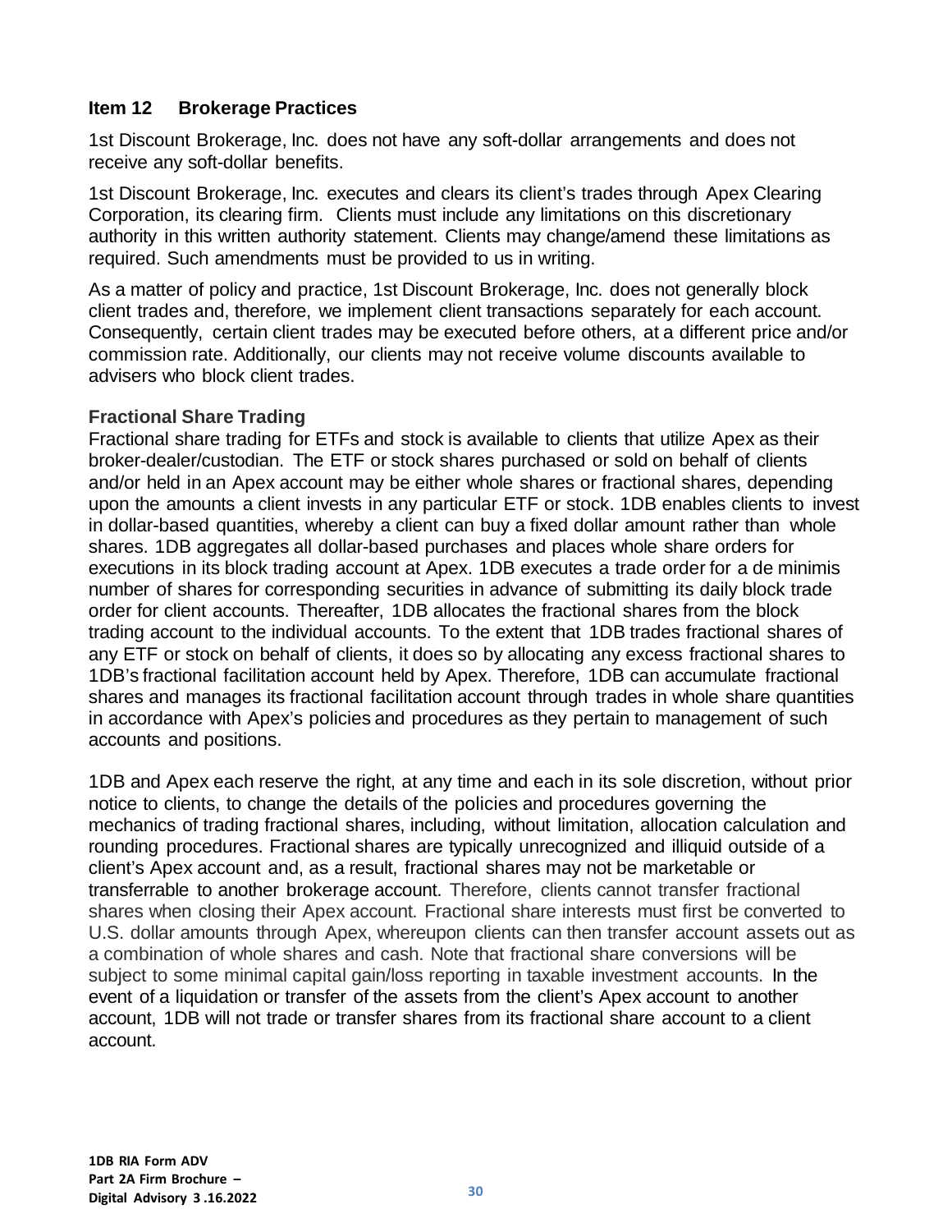## Item 12 Brokerage Practices

1st Discount Brokerage, Inc. does not have any soft-dollar arrangements and does not receive any soft-dollar benefits.

1st Discount Brokerage, Inc. executes and clears its client's trades through Apex Clearing Corporation, its clearing firm. Clients must include any limitations on this discretionary authority in this written authority statement. Clients may change/amend these limitations as required. Such amendments must be provided to us in writing.

As a matter of policy and practice, 1st Discount Brokerage, Inc. does not generally block client trades and, therefore, we implement client transactions separately for each account. Consequently, certain client trades may be executed before others, at a different price and/or commission rate. Additionally, our clients may not receive volume discounts available to advisers who block client trades.

### Fractional Share Trading

Fractional share trading for ETFs and stock is available to clients that utilize Apex as their broker-dealer/custodian. The ETF or stock shares purchased or sold on behalf of clients and/or held in an Apex account may be either whole shares or fractional shares, depending upon the amounts a client invests in any particular ETF or stock. 1DB enables clients to invest in dollar-based quantities, whereby a client can buy a fixed dollar amount rather than whole shares. 1DB aggregates all dollar-based purchases and places whole share orders for executions in its block trading account at Apex. 1DB executes a trade order for a de minimis number of shares for corresponding securities in advance of submitting its daily block trade order for client accounts. Thereafter, 1DB allocates the fractional shares from the block trading account to the individual accounts. To the extent that 1DB trades fractional shares of any ETF or stock on behalf of clients, it does so by allocating any excess fractional shares to 1DB's fractional facilitation account held by Apex. Therefore, 1DB can accumulate fractional shares and manages its fractional facilitation account through trades in whole share quantities in accordance with Apex's policies and procedures as they pertain to management of such accounts and positions.

1DB and Apex each reserve the right, at any time and each in its sole discretion, without prior notice to clients, to change the details of the policies and procedures governing the mechanics of trading fractional shares, including, without limitation, allocation calculation and rounding procedures. Fractional shares are typically unrecognized and illiquid outside of a client's Apex account and, as a result, fractional shares may not be marketable or transferrable to another brokerage account. Therefore, clients cannot transfer fractional shares when closing their Apex account. Fractional share interests must first be converted to U.S. dollar amounts through Apex, whereupon clients can then transfer account assets out as a combination of whole shares and cash. Note that fractional share conversions will be subject to some minimal capital gain/loss reporting in taxable investment accounts. In the event of a liquidation or transfer of the assets from the client's Apex account to another account, 1DB will not trade or transfer shares from its fractional share account to a client account.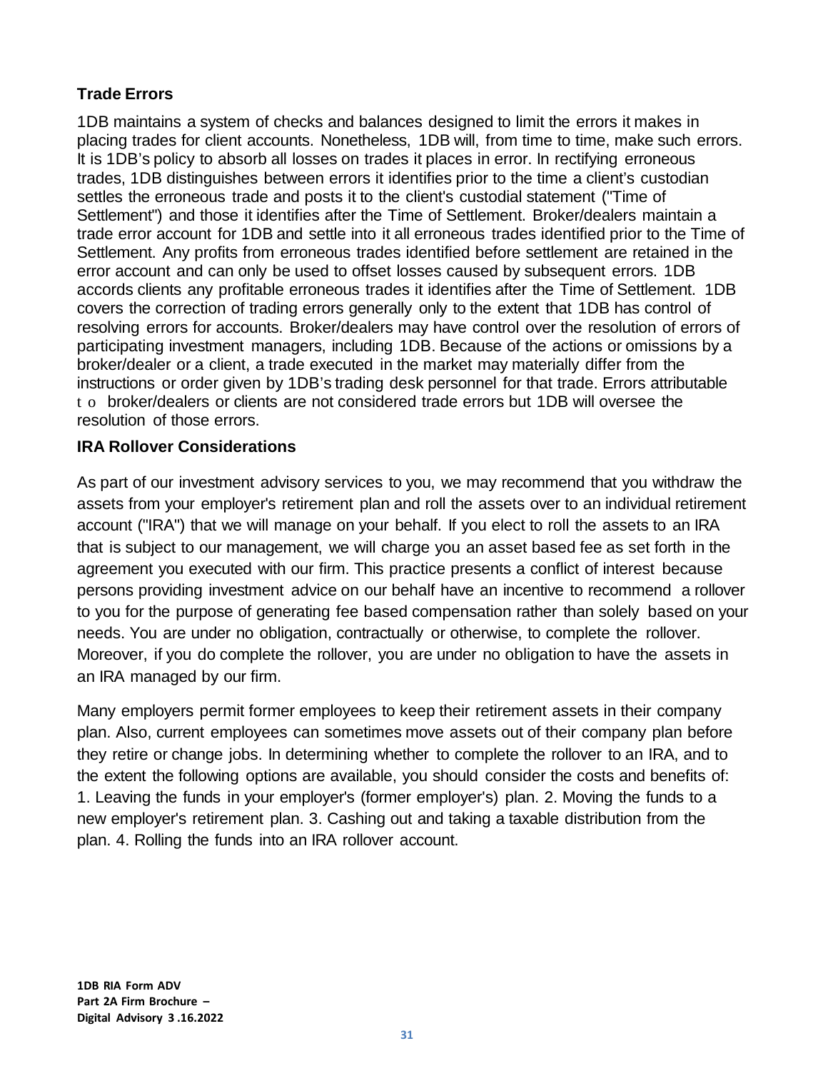## Trade Errors

1DB maintains a system of checks and balances designed to limit the errors it makes in placing trades for client accounts. Nonetheless, 1DB will, from time to time, make such errors. It is 1DB's policy to absorb all losses on trades it places in error. In rectifying erroneous trades, 1DB distinguishes between errors it identifies prior to the time a client's custodian settles the erroneous trade and posts it to the client's custodial statement ("Time of Settlement") and those it identifies after the Time of Settlement. Broker/dealers maintain a trade error account for 1DB and settle into it all erroneous trades identified prior to the Time of Settlement. Any profits from erroneous trades identified before settlement are retained in the error account and can only be used to offset losses caused by subsequent errors. 1DB accords clients any profitable erroneous trades it identifies after the Time of Settlement. 1DB covers the correction of trading errors generally only to the extent that 1DB has control of resolving errors for accounts. Broker/dealers may have control over the resolution of errors of participating investment managers, including 1DB. Because of the actions or omissions by a broker/dealer or a client, a trade executed in the market may materially differ from the instructions or order given by 1DB's trading desk personnel for that trade. Errors attributable to broker/dealers or clients are not considered trade errors but 1DB will oversee the resolution of those errors.

## IRA Rollover Considerations

As part of our investment advisory services to you, we may recommend that you withdraw the assets from your employer's retirement plan and roll the assets over to an individual retirement account ("IRA") that we will manage on your behalf. If you elect to roll the assets to an IRA that is subject to our management, we will charge you an asset based fee as set forth in the agreement you executed with our firm. This practice presents a conflict of interest because persons providing investment advice on our behalf have an incentive to recommend a rollover to you for the purpose of generating fee based compensation rather than solely based on your needs. You are under no obligation, contractually or otherwise, to complete the rollover. Moreover, if you do complete the rollover, you are under no obligation to have the assets in an IRA managed by our firm.

Many employers permit former employees to keep their retirement assets in their company plan. Also, current employees can sometimes move assets out of their company plan before they retire or change jobs. In determining whether to complete the rollover to an IRA, and to the extent the following options are available, you should consider the costs and benefits of: 1. Leaving the funds in your employer's (former employer's) plan. 2. Moving the funds to a new employer's retirement plan. 3. Cashing out and taking a taxable distribution from the plan. 4. Rolling the funds into an IRA rollover account.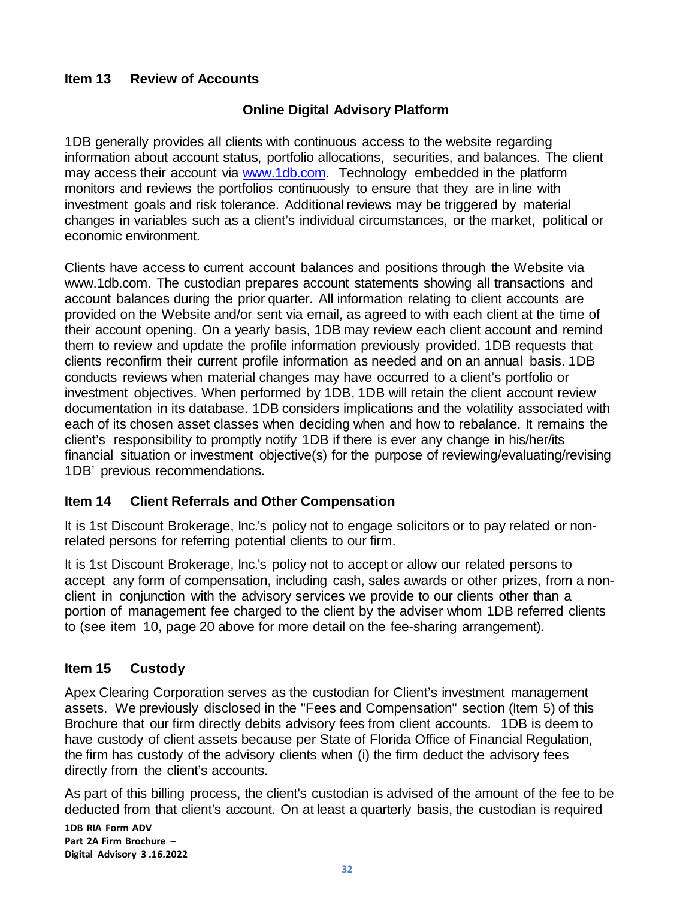## Item 13 Review of Accounts

### Online Digital Advisory Platform

1DB generally provides all clients with continuous access to the website regarding information about account status, portfolio allocations, securities, and balances. The client may access their account via www.1db.com. Technology embedded in the platform monitors and reviews the portfolios continuously to ensure that they are in line with investment goals and risk tolerance. Additional reviews may be triggered by material changes in variables such as a client's individual circumstances, or the market, political or economic environment.

Clients have access to current account balances and positions through the Website via www.1db.com. The custodian prepares account statements showing all transactions and account balances during the prior quarter. All information relating to client accounts are provided on the Website and/or sent via email, as agreed to with each client at the time of their account opening. On a yearly basis, 1DB may review each client account and remind them to review and update the profile information previously provided. 1DB requests that clients reconfirm their current profile information as needed and on an annual basis. 1DB conducts reviews when material changes may have occurred to a client's portfolio or investment objectives. When performed by 1DB, 1DB will retain the client account review documentation in its database. 1DB considers implications and the volatility associated with each of its chosen asset classes when deciding when and how to rebalance. It remains the client's responsibility to promptly notify 1DB if there is ever any change in his/her/its financial situation or investment objective(s) for the purpose of reviewing/evaluating/revising 1DB' previous recommendations.

## Item 14 Client Referrals and Other Compensation

It is 1st Discount Brokerage, Inc.'s policy not to engage solicitors or to pay related or non-related persons for referring potential clients to our firm.

It is 1st Discount Brokerage, Inc.'s policy not to accept or allow our related persons to accept any form of compensation, including cash, sales awards or other prizes, from a non-client in conjunction with the advisory services we provide to our clients other than a portion of management fee charged to the client by the adviser whom 1DB referred clients to (see item 10, page 20 above for more detail on the fee-sharing arrangement).

## Item 15 Custody

Apex Clearing Corporation serves as the custodian for Client's investment management assets. We previously disclosed in the "Fees and Compensation" section (Item 5) of this Brochure that our firm directly debits advisory fees from client accounts. 1DB is deem to have custody of client assets because per State of Florida Office of Financial Regulation, the firm has custody of the advisory clients when (i) the firm deduct the advisory fees directly from the client's accounts.

As part of this billing process, the client's custodian is advised of the amount of the fee to be deducted from that client's account. On at least a quarterly basis, the custodian is required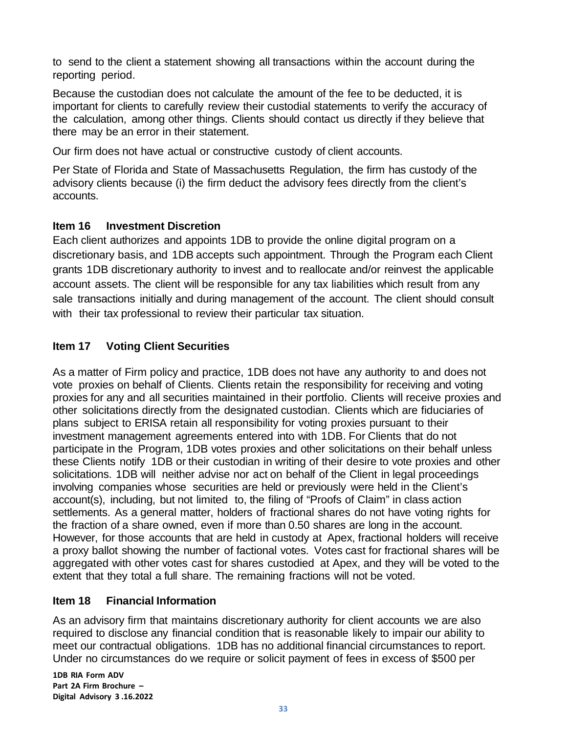to send to the client a statement showing all transactions within the account during the reporting period.

Because the custodian does not calculate the amount of the fee to be deducted, it is important for clients to carefully review their custodial statements to verify the accuracy of the calculation, among other things. Clients should contact us directly if they believe that there may be an error in their statement.

Our firm does not have actual or constructive custody of client accounts.

Per State of Florida and State of Massachusetts Regulation, the firm has custody of the advisory clients because (i) the firm deduct the advisory fees directly from the client's accounts.

## Item 16 Investment Discretion

Each client authorizes and appoints 1DB to provide the online digital program on a discretionary basis, and 1DB accepts such appointment. Through the Program each Client grants 1DB discretionary authority to invest and to reallocate and/or reinvest the applicable account assets. The client will be responsible for any tax liabilities which result from any sale transactions initially and during management of the account. The client should consult with their tax professional to review their particular tax situation.

## Item 17 Voting Client Securities

As a matter of Firm policy and practice, 1DB does not have any authority to and does not vote proxies on behalf of Clients. Clients retain the responsibility for receiving and voting proxies for any and all securities maintained in their portfolio. Clients will receive proxies and other solicitations directly from the designated custodian. Clients which are fiduciaries of plans subject to ERISA retain all responsibility for voting proxies pursuant to their investment management agreements entered into with 1DB. For Clients that do not participate in the Program, 1DB votes proxies and other solicitations on their behalf unless these Clients notify 1DB or their custodian in writing of their desire to vote proxies and other solicitations. 1DB will neither advise nor act on behalf of the Client in legal proceedings involving companies whose securities are held or previously were held in the Client's account(s), including, but not limited to, the filing of "Proofs of Claim" in class action settlements. As a general matter, holders of fractional shares do not have voting rights for the fraction of a share owned, even if more than 0.50 shares are long in the account. However, for those accounts that are held in custody at Apex, fractional holders will receive a proxy ballot showing the number of factional votes. Votes cast for fractional shares will be aggregated with other votes cast for shares custodied at Apex, and they will be voted to the extent that they total a full share. The remaining fractions will not be voted.

## Item 18 Financial Information

As an advisory firm that maintains discretionary authority for client accounts we are also required to disclose any financial condition that is reasonable likely to impair our ability to meet our contractual obligations. 1DB has no additional financial circumstances to report. Under no circumstances do we require or solicit payment of fees in excess of $500 per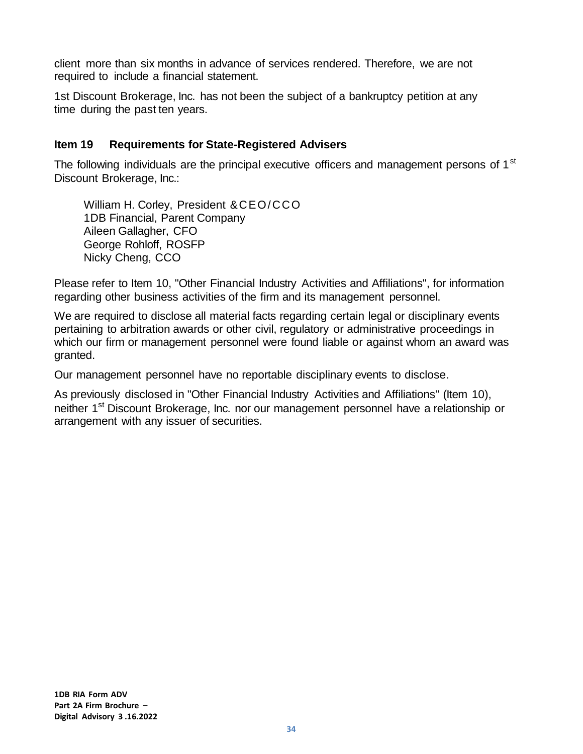client more than six months in advance of services rendered. Therefore, we are not required to include a financial statement.

1st Discount Brokerage, Inc. has not been the subject of a bankruptcy petition at any time during the past ten years.

### Item 19 Requirements for State-Registered Advisers

The following individuals are the principal executive officers and management persons of 1st Discount Brokerage, Inc.:

William H. Corley, President & CEO/CCO
1DB Financial, Parent Company
Aileen Gallagher, CFO
George Rohloff, ROSFP
Nicky Cheng, CCO

Please refer to Item 10, "Other Financial Industry Activities and Affiliations", for information regarding other business activities of the firm and its management personnel.

We are required to disclose all material facts regarding certain legal or disciplinary events pertaining to arbitration awards or other civil, regulatory or administrative proceedings in which our firm or management personnel were found liable or against whom an award was granted.

Our management personnel have no reportable disciplinary events to disclose.

As previously disclosed in "Other Financial Industry Activities and Affiliations" (Item 10), neither 1st Discount Brokerage, Inc. nor our management personnel have a relationship or arrangement with any issuer of securities.